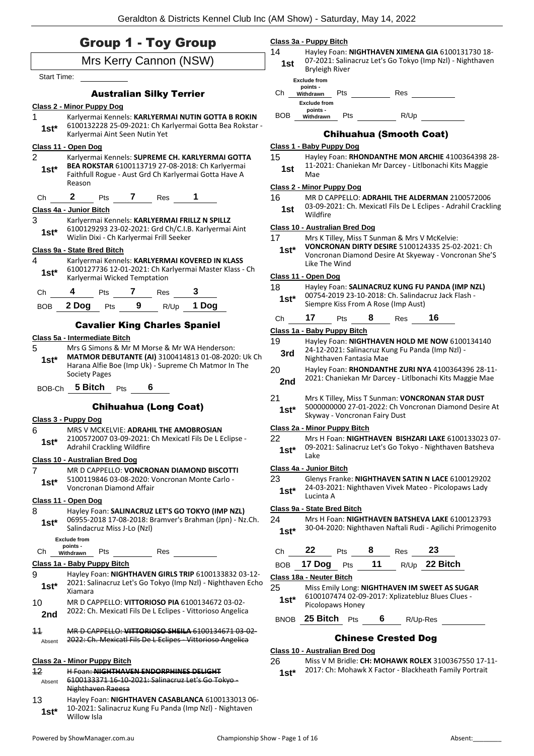# Group 1 - Toy Group

Mrs Kerry Cannon (NSW)

Start Time:

### Australian Silky Terrier

**Class 2 - Minor Puppy Dog**

1 — **1st*** — Karlyermai Kennels: **KARLYERMAI NUTIN GOTTA B ROKIN** 6100132228 25-09-2021: Ch Karlyermai Gotta Bea Rokstar - Karlyermai Aint Seen Nutin Yet

**Class 11 - Open Dog**

2 — **1st*** — Karlyermai Kennels: **SUPREME CH. KARLYERMAI GOTTA BEA ROKSTAR** 6100113719 27-08-2018: Ch Karlyermai Faithfull Rogue - Aust Grd Ch Karlyermai Gotta Have A Reason

Ch **2** Pts **7** Res **1**

**Class 4a - Junior Bitch**

3 — **1st*** — Karlyermai Kennels: **KARLYERMAI FRILLZ N SPILLZ** 6100129293 23-02-2021: Grd Ch/C.I.B. Karlyermai Aint Wizlin Dixi - Ch Karlyermai Frill Seeker

**Class 9a - State Bred Bitch**

4 — **1st*** — Karlyermai Kennels: **KARLYERMAI KOVERED IN KLASS** 6100127736 12-01-2021: Ch Karlyermai Master Klass - Ch Karlyermai Wicked Temptation

Ch **4** Pts **7** Res **3**

BOB **2 Dog** Pts **9** R/Up **1 Dog**

### Cavalier King Charles Spaniel

**Class 5a - Intermediate Bitch**

5 — **1st*** — Mrs G Simons & Mr M Morse & Mr WA Henderson: **MATMOR DEBUTANTE (AI)** 3100414813 01-08-2020: Uk Ch Harana Alfie Boe (Imp Uk) - Supreme Ch Matmor In The Society Pages

BOB-Ch **5 Bitch** Pts **6**

### Chihuahua (Long Coat)

**Class 3 - Puppy Dog**

6 — **1st*** — MRS V MCKELVIE: **ADRAHIL THE AMOBROSIAN** 2100572007 03-09-2021: Ch Mexicatl Fils De L Eclipse - Adrahil Crackling Wildfire

**Class 10 - Australian Bred Dog**

7 — **1st*** — MR D CAPPELLO: **VONCRONAN DIAMOND BISCOTTI** 5100119846 03-08-2020: Voncronan Monte Carlo - Voncronan Diamond Affair

**Class 11 - Open Dog**

8 — **1st*** — Hayley Foan: **SALINACRUZ LET'S GO TOKYO (IMP NZL)** 06955-2018 17-08-2018: Bramver's Brahman (Jpn) - Nz.Ch. Salindacruz Miss J-Lo (Nzl)

Ch **Exclude from points - Withdrawn** Pts Res

**Class 1a - Baby Puppy Bitch**

9 — **1st*** — Hayley Foan: **NIGHTHAVEN GIRLS TRIP** 6100133832 03-12-2021: Salinacruz Let's Go Tokyo (Imp Nzl) - Nighthaven Echo Xiamara

10 — **2nd** — MR D CAPPELLO: **VITTORIOSO PIA** 6100134672 03-02-2022: Ch. Mexicatl Fils De L Eclipes - Vittorioso Angelica

~~11 — Absent — MR D CAPPELLO: **VITTORIOSO SHEILA** 6100134671 03-02-2022: Ch. Mexicatl Fils De L Eclipes - Vittorioso Angelica~~

**Class 2a - Minor Puppy Bitch**

~~12 — Absent — H Foan: **NIGHTHAVEN ENDORPHINES DELIGHT** 6100133371 16-10-2021: Salinacruz Let's Go Tokyo - Nighthaven Raeesa~~

13 — **1st*** — Hayley Foan: **NIGHTHAVEN CASABLANCA** 6100133013 06-10-2021: Salinacruz Kung Fu Panda (Imp Nzl) - Nightaven Willow Isla

**Class 3a - Puppy Bitch**

14 — **1st** — Hayley Foan: **NIGHTHAVEN XIMENA GIA** 6100131730 18-07-2021: Salinacruz Let's Go Tokyo (Imp Nzl) - Nighthaven Bryleigh River

Ch **Exclude from points - Withdrawn** Pts Res

BOB **Exclude from points - Withdrawn** Pts R/Up

### Chihuahua (Smooth Coat)

**Class 1 - Baby Puppy Dog**

15 — **1st** — Hayley Foan: **RHONDANTHE MON ARCHIE** 4100364398 28-11-2021: Chaniekan Mr Darcey - Litlbonachi Kits Maggie Mae

**Class 2 - Minor Puppy Dog**

16 — **1st** — MR D CAPPELLO: **ADRAHIL THE ALDERMAN** 2100572006 03-09-2021: Ch. Mexicatl Fils De L Eclipes - Adrahil Crackling Wildfire

**Class 10 - Australian Bred Dog**

17 — **1st*** — Mrs K Tilley, Miss T Sunman & Mrs V McKelvie: **VONCRONAN DIRTY DESIRE** 5100124335 25-02-2021: Ch Voncronan Diamond Desire At Skyeway - Voncronan She'S Like The Wind

**Class 11 - Open Dog**

18 — **1st*** — Hayley Foan: **SALINACRUZ KUNG FU PANDA (IMP NZL)** 00754-2019 23-10-2018: Ch. Salindacruz Jack Flash - Siempre Kiss From A Rose (Imp Aust)

Ch **17** Pts **8** Res **16**

**Class 1a - Baby Puppy Bitch**

19 — **3rd** — Hayley Foan: **NIGHTHAVEN HOLD ME NOW** 6100134140 24-12-2021: Salinacruz Kung Fu Panda (Imp Nzl) - Nighthaven Fantasia Mae

20 — **2nd** — Hayley Foan: **RHONDANTHE ZURI NYA** 4100364396 28-11-2021: Chaniekan Mr Darcey - Litlbonachi Kits Maggie Mae

21 — **1st*** — Mrs K Tilley, Miss T Sunman: **VONCRONAN STAR DUST** 5000000000 27-01-2022: Ch Voncronan Diamond Desire At Skyway - Voncronan Fairy Dust

**Class 2a - Minor Puppy Bitch**

22 — **1st*** — Mrs H Foan: **NIGHTHAVEN BISHZARI LAKE** 6100133023 07-09-2021: Salinacruz Let's Go Tokyo - Nighthaven Batsheva Lake

**Class 4a - Junior Bitch**

23 — **1st*** — Glenys Franke: **NIGHTHAVEN SATIN N LACE** 6100129202 24-03-2021: Nighthaven Vivek Mateo - Picolopaws Lady Lucinta A

**Class 9a - State Bred Bitch**

24 — **1st*** — Mrs H Foan: **NIGHTHAVEN BATSHEVA LAKE** 6100123793 30-04-2020: Nighthaven Naftali Rudi - Agilichi Primogenito

Ch **22** Pts **8** Res **23**

BOB **17 Dog** Pts **11** R/Up **22 Bitch**

**Class 18a - Neuter Bitch**

25 — **1st*** — Miss Emily Long: **NIGHTHAVEN IM SWEET AS SUGAR** 6100107474 02-09-2017: Xplizatebluz Blues Clues - Picolopaws Honey

BNOB **25 Bitch** Pts **6** R/Up-Res

### Chinese Crested Dog

**Class 10 - Australian Bred Dog**

26 — **1st*** — Miss V M Bridle: **CH: MOHAWK ROLEX** 3100367550 17-11-2017: Ch: Mohawk X Factor - Blackheath Family Portrait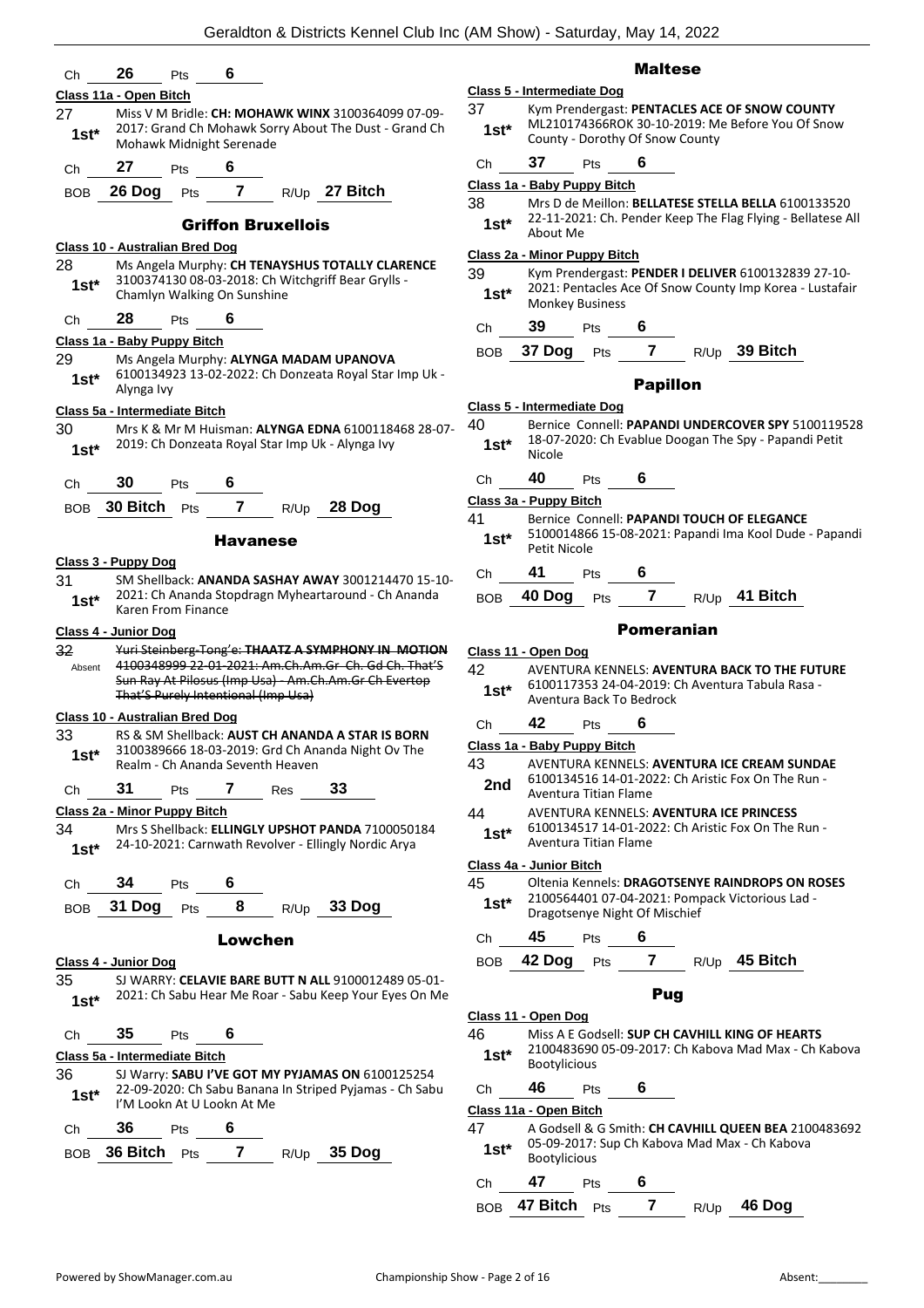Ch 26 Pts 6

**Class 11a - Open Bitch**

27 1st* Miss V M Bridle: **CH: MOHAWK WINX** 3100364099 07-09-2017: Grand Ch Mohawk Sorry About The Dust - Grand Ch Mohawk Midnight Serenade

Ch 27 Pts 6

BOB 26 Dog Pts 7 R/Up 27 Bitch

## Griffon Bruxellois

**Class 10 - Australian Bred Dog**

28 1st* Ms Angela Murphy: **CH TENAYSHUS TOTALLY CLARENCE** 3100374130 08-03-2018: Ch Witchgriff Bear Grylls - Chamlyn Walking On Sunshine

Ch 28 Pts 6

**Class 1a - Baby Puppy Bitch**

29 1st* Ms Angela Murphy: **ALYNGA MADAM UPANOVA** 6100134923 13-02-2022: Ch Donzeata Royal Star Imp Uk - Alynga Ivy

**Class 5a - Intermediate Bitch**

30 1st* Mrs K & Mr M Huisman: **ALYNGA EDNA** 6100118468 28-07-2019: Ch Donzeata Royal Star Imp Uk - Alynga Ivy

Ch 30 Pts 6

BOB 30 Bitch Pts 7 R/Up 28 Dog

## Havanese

**Class 3 - Puppy Dog**

31 1st* SM Shellback: **ANANDA SASHAY AWAY** 3001214470 15-10-2021: Ch Ananda Stopdragn Myheartaround - Ch Ananda Karen From Finance

**Class 4 - Junior Dog**

32 Absent ~~Yuri Steinberg-Tong'e: **THAATZ A SYMPHONY IN MOTION** 4100348999 22-01-2021: Am.Ch.Am.Gr Ch. Gd Ch. That'S Sun Ray At Pilosus (Imp Usa) - Am.Ch.Am.Gr Ch Evertop That'S Purely Intentional (Imp Usa)~~

**Class 10 - Australian Bred Dog**

33 1st* RS & SM Shellback: **AUST CH ANANDA A STAR IS BORN** 3100389666 18-03-2019: Grd Ch Ananda Night Ov The Realm - Ch Ananda Seventh Heaven

Ch 31 Pts 7 Res 33

**Class 2a - Minor Puppy Bitch**

34 1st* Mrs S Shellback: **ELLINGLY UPSHOT PANDA** 7100050184 24-10-2021: Carnwath Revolver - Ellingly Nordic Arya

Ch 34 Pts 6

BOB 31 Dog Pts 8 R/Up 33 Dog

## Lowchen

**Class 4 - Junior Dog**

35 1st* SJ WARRY: **CELAVIE BARE BUTT N ALL** 9100012489 05-01-2021: Ch Sabu Hear Me Roar - Sabu Keep Your Eyes On Me

Ch 35 Pts 6

**Class 5a - Intermediate Bitch**

36 1st* SJ Warry: **SABU I'VE GOT MY PYJAMAS ON** 6100125254 22-09-2020: Ch Sabu Banana In Striped Pyjamas - Ch Sabu I'M Lookn At U Lookn At Me

Ch 36 Pts 6

BOB 36 Bitch Pts 7 R/Up 35 Dog

## Maltese

**Class 5 - Intermediate Dog**

37 1st* Kym Prendergast: **PENTACLES ACE OF SNOW COUNTY** ML210174366ROK 30-10-2019: Me Before You Of Snow County - Dorothy Of Snow County

Ch 37 Pts 6

**Class 1a - Baby Puppy Bitch**

38 1st* Mrs D de Meillon: **BELLATESE STELLA BELLA** 6100133520 22-11-2021: Ch. Pender Keep The Flag Flying - Bellatese All About Me

**Class 2a - Minor Puppy Bitch**

39 1st* Kym Prendergast: **PENDER I DELIVER** 6100132839 27-10-2021: Pentacles Ace Of Snow County Imp Korea - Lustafair Monkey Business

Ch 39 Pts 6

BOB 37 Dog Pts 7 R/Up 39 Bitch

## Papillon

**Class 5 - Intermediate Dog**

40 1st* Bernice Connell: **PAPANDI UNDERCOVER SPY** 5100119528 18-07-2020: Ch Evablue Doogan The Spy - Papandi Petit Nicole

Ch 40 Pts 6

**Class 3a - Puppy Bitch**

41 1st* Bernice Connell: **PAPANDI TOUCH OF ELEGANCE** 5100014866 15-08-2021: Papandi Ima Kool Dude - Papandi Petit Nicole

Ch 41 Pts 6

BOB 40 Dog Pts 7 R/Up 41 Bitch

## Pomeranian

**Class 11 - Open Dog**

42 1st* AVENTURA KENNELS: **AVENTURA BACK TO THE FUTURE** 6100117353 24-04-2019: Ch Aventura Tabula Rasa - Aventura Back To Bedrock

Ch 42 Pts 6

**Class 1a - Baby Puppy Bitch**

43 2nd AVENTURA KENNELS: **AVENTURA ICE CREAM SUNDAE** 6100134516 14-01-2022: Ch Aristic Fox On The Run - Aventura Titian Flame

44 1st* AVENTURA KENNELS: **AVENTURA ICE PRINCESS** 6100134517 14-01-2022: Ch Aristic Fox On The Run - Aventura Titian Flame

**Class 4a - Junior Bitch**

45 1st* Oltenia Kennels: **DRAGOTSENYE RAINDROPS ON ROSES** 2100564401 07-04-2021: Pompack Victorious Lad - Dragotsenye Night Of Mischief

Ch 45 Pts 6

BOB 42 Dog Pts 7 R/Up 45 Bitch

## Pug

**Class 11 - Open Dog**

46 1st* Miss A E Godsell: **SUP CH CAVHILL KING OF HEARTS** 2100483690 05-09-2017: Ch Kabova Mad Max - Ch Kabova Bootylicious

Ch 46 Pts 6

**Class 11a - Open Bitch**

47 1st* A Godsell & G Smith: **CH CAVHILL QUEEN BEA** 2100483692 05-09-2017: Sup Ch Kabova Mad Max - Ch Kabova Bootylicious

Ch 47 Pts 6

BOB 47 Bitch Pts 7 R/Up 46 Dog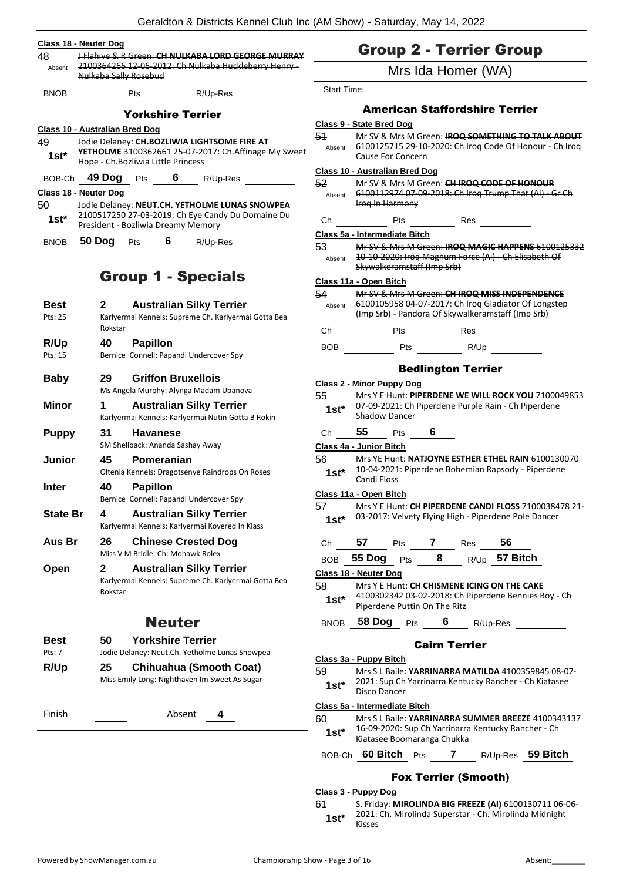**Class 18 - Neuter Dog**

48 Absent ~~J Flahive & R Green: **CH NULKABA LORD GEORGE MURRAY** 2100364266 12-06-2012: Ch Nulkaba Huckleberry Henry - Nulkaba Sally Rosebud~~

BNOB _______ Pts _______ R/Up-Res _______

### Yorkshire Terrier

**Class 10 - Australian Bred Dog**

49 1st* Jodie Delaney: **CH.BOZLIWIA LIGHTSOME FIRE AT YETHOLME** 3100362661 25-07-2017: Ch.Affinage My Sweet Hope - Ch.Bozliwia Little Princess

BOB-Ch **49 Dog** Pts **6** R/Up-Res _______

**Class 18 - Neuter Dog**

50 1st* Jodie Delaney: **NEUT.CH. YETHOLME LUNAS SNOWPEA** 2100517250 27-03-2019: Ch Eye Candy Du Domaine Du President - Bozliwia Dreamy Memory

BNOB **50 Dog** Pts **6** R/Up-Res _______

## Group 1 - Specials

| | | |
|---|---|---|
| **Best** (Pts: 25) | **2** | **Australian Silky Terrier** – Karlyermai Kennels: Supreme Ch. Karlyermai Gotta Bea Rokstar |
| **R/Up** (Pts: 15) | **40** | **Papillon** – Bernice Connell: Papandi Undercover Spy |
| **Baby** | **29** | **Griffon Bruxellois** – Ms Angela Murphy: Alynga Madam Upanova |
| **Minor** | **1** | **Australian Silky Terrier** – Karlyermai Kennels: Karlyermai Nutin Gotta B Rokin |
| **Puppy** | **31** | **Havanese** – SM Shellback: Ananda Sashay Away |
| **Junior** | **45** | **Pomeranian** – Oltenia Kennels: Dragotsenye Raindrops On Roses |
| **Inter** | **40** | **Papillon** – Bernice Connell: Papandi Undercover Spy |
| **State Br** | **4** | **Australian Silky Terrier** – Karlyermai Kennels: Karlyermai Kovered In Klass |
| **Aus Br** | **26** | **Chinese Crested Dog** – Miss V M Bridle: Ch: Mohawk Rolex |
| **Open** | **2** | **Australian Silky Terrier** – Karlyermai Kennels: Supreme Ch. Karlyermai Gotta Bea Rokstar |

## Neuter

| | | |
|---|---|---|
| **Best** (Pts: 7) | **50** | **Yorkshire Terrier** – Jodie Delaney: Neut.Ch. Yetholme Lunas Snowpea |
| **R/Up** | **25** | **Chihuahua (Smooth Coat)** – Miss Emily Long: Nighthaven Im Sweet As Sugar |

Finish _______ Absent **4**

## Group 2 - Terrier Group

Mrs Ida Homer (WA)

Start Time: _______

### American Staffordshire Terrier

**Class 9 - State Bred Dog**

51 Absent ~~Mr SV & Mrs M Green: **IROQ SOMETHING TO TALK ABOUT** 6100125715 29-10-2020: Ch Iroq Code Of Honour - Ch Iroq Cause For Concern~~

**Class 10 - Australian Bred Dog**

52 Absent ~~Mr SV & Mrs M Green: **CH IROQ CODE OF HONOUR** 6100112974 07-09-2018: Ch Iroq Trump That (Ai) - Gr Ch Iroq In Harmony~~

Ch _______ Pts _______ Res _______

**Class 5a - Intermediate Bitch**

53 Absent ~~Mr SV & Mrs M Green: **IROQ MAGIC HAPPENS** 6100125332 10-10-2020: Iroq Magnum Force (Ai) - Ch Elisabeth Of Skywalkeramstaff (Imp Srb)~~

**Class 11a - Open Bitch**

54 Absent ~~Mr SV & Mrs M Green: **CH IROQ MISS INDEPENDENCE** 6100105958 04-07-2017: Ch Iroq Gladiator Of Longstep (Imp Srb) - Pandora Of Skywalkeramstaff (Imp Srb)~~

Ch _______ Pts _______ Res _______

BOB _______ Pts _______ R/Up _______

### Bedlington Terrier

**Class 2 - Minor Puppy Dog**

55 1st* Mrs Y E Hunt: **PIPERDENE WE WILL ROCK YOU** 7100049853 07-09-2021: Ch Piperdene Purple Rain - Ch Piperdene Shadow Dancer

Ch **55** Pts **6**

**Class 4a - Junior Bitch**

56 1st* Mrs YE Hunt: **NATJOYNE ESTHER ETHEL RAIN** 6100130070 10-04-2021: Piperdene Bohemian Rapsody - Piperdene Candi Floss

**Class 11a - Open Bitch**

57 1st* Mrs Y E Hunt: **CH PIPERDENE CANDI FLOSS** 7100038478 21-03-2017: Velvety Flying High - Piperdene Pole Dancer

Ch **57** Pts **7** Res **56**

BOB **55 Dog** Pts **8** R/Up **57 Bitch**

**Class 18 - Neuter Dog**

58 1st* Mrs Y E Hunt: **CH CHISMENE ICING ON THE CAKE** 4100302342 03-02-2018: Ch Piperdene Bennies Boy - Ch Piperdene Puttin On The Ritz

BNOB **58 Dog** Pts **6** R/Up-Res _______

### Cairn Terrier

**Class 3a - Puppy Bitch**

59 1st* Mrs S L Baile: **YARRINARRA MATILDA** 4100359845 08-07-2021: Sup Ch Yarrinarra Kentucky Rancher - Ch Kiatasee Disco Dancer

**Class 5a - Intermediate Bitch**

60 1st* Mrs S L Baile: **YARRINARRA SUMMER BREEZE** 4100343137 16-09-2020: Sup Ch Yarrinarra Kentucky Rancher - Ch Kiatasee Boomaranga Chukka

BOB-Ch **60 Bitch** Pts **7** R/Up-Res **59 Bitch**

### Fox Terrier (Smooth)

**Class 3 - Puppy Dog**

61 1st* S. Friday: **MIROLINDA BIG FREEZE (AI)** 6100130711 06-06-2021: Ch. Mirolinda Superstar - Ch. Mirolinda Midnight Kisses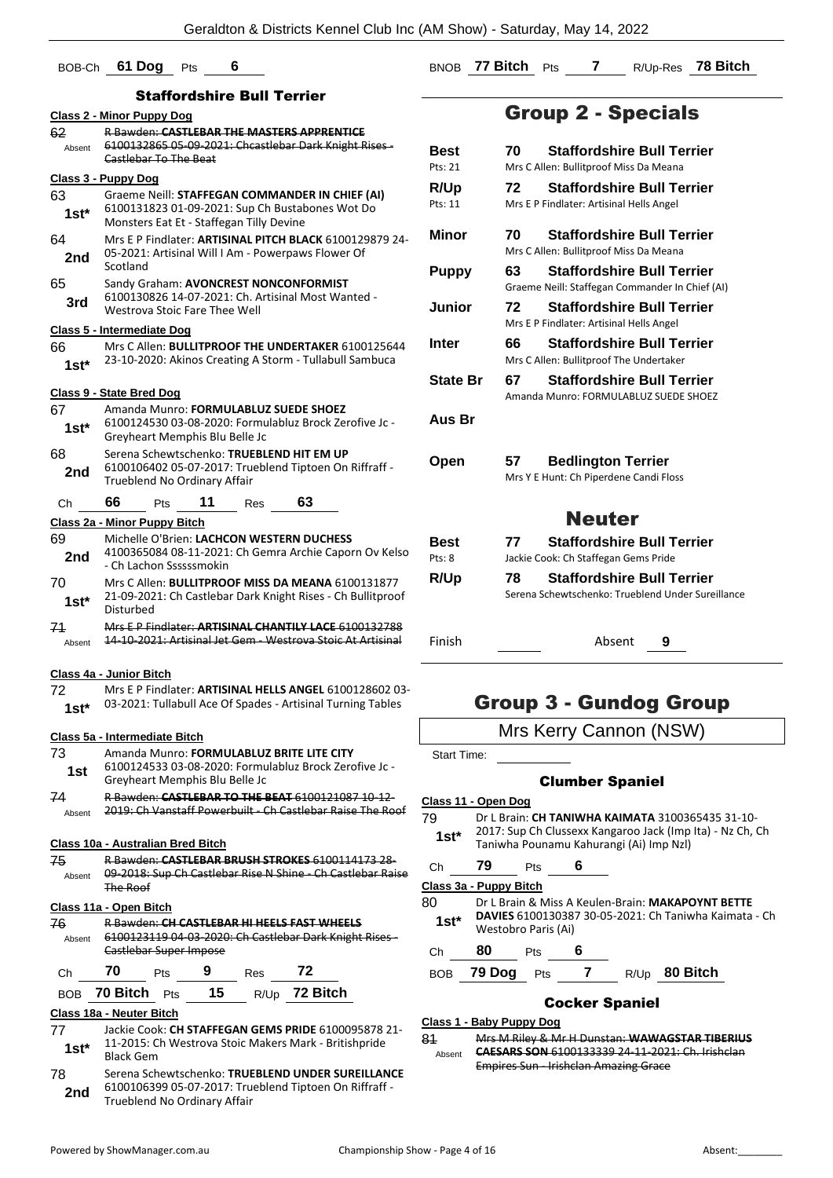BOB-Ch **61 Dog** Pts **6**

### Staffordshire Bull Terrier

**Class 2 - Minor Puppy Dog**

62 Absent ~~R Bawden: **CASTLEBAR THE MASTERS APPRENTICE** 6100132865 05-09-2021: Chcastlebar Dark Knight Rises - Castlebar To The Beat~~

**Class 3 - Puppy Dog**

63 **1st*** Graeme Neill: **STAFFEGAN COMMANDER IN CHIEF (AI)** 6100131823 01-09-2021: Sup Ch Bustabones Wot Do Monsters Eat Et - Staffegan Tilly Devine

64 **2nd** Mrs E P Findlater: **ARTISINAL PITCH BLACK** 6100129879 24-05-2021: Artisinal Will I Am - Powerpaws Flower Of Scotland

65 **3rd** Sandy Graham: **AVONCREST NONCONFORMIST** 6100130826 14-07-2021: Ch. Artisinal Most Wanted - Westrova Stoic Fare Thee Well

**Class 5 - Intermediate Dog**

66 **1st*** Mrs C Allen: **BULLITPROOF THE UNDERTAKER** 6100125644 23-10-2020: Akinos Creating A Storm - Tullabull Sambuca

**Class 9 - State Bred Dog**

67 **1st*** Amanda Munro: **FORMULABLUZ SUEDE SHOEZ** 6100124530 03-08-2020: Formulabluz Brock Zerofive Jc - Greyheart Memphis Blu Belle Jc

68 **2nd** Serena Schewtschenko: **TRUEBLEND HIT EM UP** 6100106402 05-07-2017: Trueblend Tiptoen On Riffraff - Trueblend No Ordinary Affair

Ch **66** Pts **11** Res **63**

**Class 2a - Minor Puppy Bitch**

69 **2nd** Michelle O'Brien: **LACHCON WESTERN DUCHESS** 4100365084 08-11-2021: Ch Gemra Archie Caporn Ov Kelso - Ch Lachon Ssssssmokin

70 **1st*** Mrs C Allen: **BULLITPROOF MISS DA MEANA** 6100131877 21-09-2021: Ch Castlebar Dark Knight Rises - Ch Bullitproof Disturbed

71 Absent ~~Mrs E P Findlater: **ARTISINAL CHANTILY LACE** 6100132788 14-10-2021: Artisinal Jet Gem - Westrova Stoic At Artisinal~~

**Class 4a - Junior Bitch**

72 **1st*** Mrs E P Findlater: **ARTISINAL HELLS ANGEL** 6100128602 03-03-2021: Tullabull Ace Of Spades - Artisinal Turning Tables

**Class 5a - Intermediate Bitch**

73 **1st** Amanda Munro: **FORMULABLUZ BRITE LITE CITY** 6100124533 03-08-2020: Formulabluz Brock Zerofive Jc - Greyheart Memphis Blu Belle Jc

74 Absent ~~R Bawden: **CASTLEBAR TO THE BEAT** 6100121087 10-12-2019: Ch Vanstaff Powerbuilt - Ch Castlebar Raise The Roof~~

**Class 10a - Australian Bred Bitch**

75 Absent ~~R Bawden: **CASTLEBAR BRUSH STROKES** 6100114173 28-09-2018: Sup Ch Castlebar Rise N Shine - Ch Castlebar Raise The Roof~~

**Class 11a - Open Bitch**

76 Absent ~~R Bawden: **CH CASTLEBAR HI HEELS FAST WHEELS** 6100123119 04-03-2020: Ch Castlebar Dark Knight Rises - Castlebar Super Impose~~

Ch **70** Pts **9** Res **72**

BOB **70 Bitch** Pts **15** R/Up **72 Bitch**

**Class 18a - Neuter Bitch**

77 **1st*** Jackie Cook: **CH STAFFEGAN GEMS PRIDE** 6100095878 21-11-2015: Ch Westrova Stoic Makers Mark - Britishpride Black Gem

78 **2nd** Serena Schewtschenko: **TRUEBLEND UNDER SUREILLANCE** 6100106399 05-07-2017: Trueblend Tiptoen On Riffraff - Trueblend No Ordinary Affair

BNOB **77 Bitch** Pts **7** R/Up-Res **78 Bitch**

## Group 2 - Specials

| | | |
|---|---|---|
| **Best** Pts: 21 | **70** | **Staffordshire Bull Terrier** Mrs C Allen: Bullitproof Miss Da Meana |
| **R/Up** Pts: 11 | **72** | **Staffordshire Bull Terrier** Mrs E P Findlater: Artisinal Hells Angel |
| **Minor** | **70** | **Staffordshire Bull Terrier** Mrs C Allen: Bullitproof Miss Da Meana |
| **Puppy** | **63** | **Staffordshire Bull Terrier** Graeme Neill: Staffegan Commander In Chief (AI) |
| **Junior** | **72** | **Staffordshire Bull Terrier** Mrs E P Findlater: Artisinal Hells Angel |
| **Inter** | **66** | **Staffordshire Bull Terrier** Mrs C Allen: Bullitproof The Undertaker |
| **State Br** | **67** | **Staffordshire Bull Terrier** Amanda Munro: FORMULABLUZ SUEDE SHOEZ |
| **Aus Br** | | |
| **Open** | **57** | **Bedlington Terrier** Mrs Y E Hunt: Ch Piperdene Candi Floss |

## Neuter

| | | |
|---|---|---|
| **Best** Pts: 8 | **77** | **Staffordshire Bull Terrier** Jackie Cook: Ch Staffegan Gems Pride |
| **R/Up** | **78** | **Staffordshire Bull Terrier** Serena Schewtschenko: Trueblend Under Sureillance |

Finish ______ Absent **9**

## Group 3 - Gundog Group

Mrs Kerry Cannon (NSW)

Start Time: ______

### Clumber Spaniel

**Class 11 - Open Dog**

79 **1st*** Dr L Brain: **CH TANIWHA KAIMATA** 3100365435 31-10-2017: Sup Ch Clussexx Kangaroo Jack (Imp Ita) - Nz Ch, Ch Taniwha Pounamu Kahurangi (Ai) Imp Nzl)

Ch **79** Pts **6**

**Class 3a - Puppy Bitch**

80 **1st*** Dr L Brain & Miss A Keulen-Brain: **MAKAPOYNT BETTE DAVIES** 6100130387 30-05-2021: Ch Taniwha Kaimata - Ch Westobro Paris (Ai)

Ch **80** Pts **6**

BOB **79 Dog** Pts **7** R/Up **80 Bitch**

### Cocker Spaniel

**Class 1 - Baby Puppy Dog**

81 Absent ~~Mrs M Riley & Mr H Dunstan: **WAWAGSTAR TIBERIUS CAESARS SON** 6100133339 24-11-2021: Ch. Irishclan Empires Sun - Irishclan Amazing Grace~~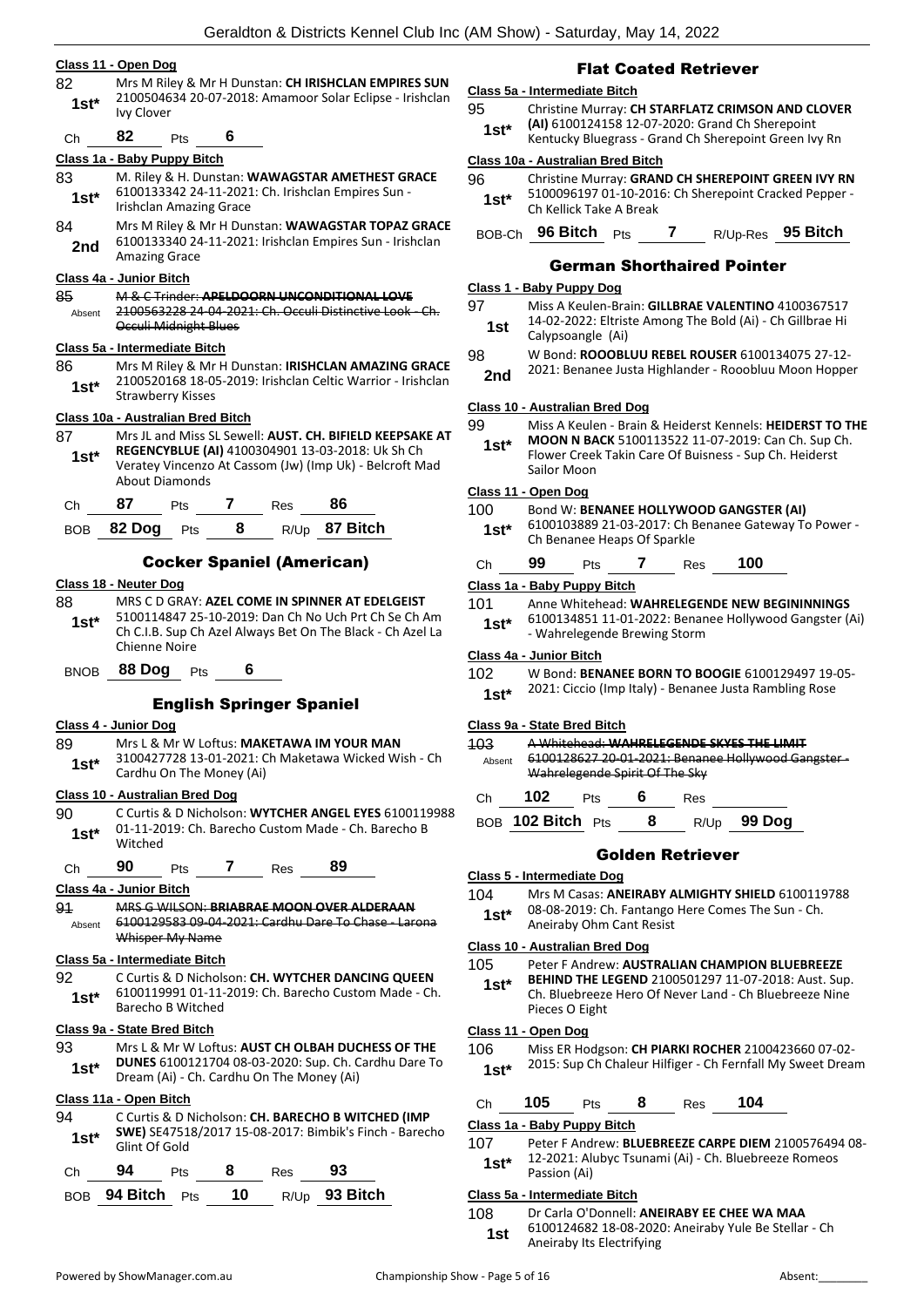**Class 11 - Open Dog**

82 — 1st* — Mrs M Riley & Mr H Dunstan: **CH IRISHCLAN EMPIRES SUN** 2100504634 20-07-2018: Amamoor Solar Eclipse - Irishclan Ivy Clover

Ch **82** Pts **6**

**Class 1a - Baby Puppy Bitch**

83 — 1st* — M. Riley & H. Dunstan: **WAWAGSTAR AMETHEST GRACE** 6100133342 24-11-2021: Ch. Irishclan Empires Sun - Irishclan Amazing Grace

84 — 2nd — Mrs M Riley & Mr H Dunstan: **WAWAGSTAR TOPAZ GRACE** 6100133340 24-11-2021: Irishclan Empires Sun - Irishclan Amazing Grace

**Class 4a - Junior Bitch**

85 — Absent — ~~M & C Trinder: **APELDOORN UNCONDITIONAL LOVE** 2100563228 24-04-2021: Ch. Occuli Distinctive Look - Ch. Occuli Midnight Blues~~

**Class 5a - Intermediate Bitch**

86 — 1st* — Mrs M Riley & Mr H Dunstan: **IRISHCLAN AMAZING GRACE** 2100520168 18-05-2019: Irishclan Celtic Warrior - Irishclan Strawberry Kisses

**Class 10a - Australian Bred Bitch**

87 — 1st* — Mrs JL and Miss SL Sewell: **AUST. CH. BIFIELD KEEPSAKE AT REGENCYBLUE (AI)** 4100304901 13-03-2018: Uk Sh Ch Veratey Vincenzo At Cassom (Jw) (Imp Uk) - Belcroft Mad About Diamonds

Ch **87** Pts **7** Res **86**

BOB **82 Dog** Pts **8** R/Up **87 Bitch**

## Cocker Spaniel (American)

**Class 18 - Neuter Dog**

88 — 1st* — MRS C D GRAY: **AZEL COME IN SPINNER AT EDELGEIST** 5100114847 25-10-2019: Dan Ch No Uch Prt Ch Se Ch Am Ch C.I.B. Sup Ch Azel Always Bet On The Black - Ch Azel La Chienne Noire

BNOB **88 Dog** Pts **6**

## English Springer Spaniel

**Class 4 - Junior Dog**

89 — 1st* — Mrs L & Mr W Loftus: **MAKETAWA IM YOUR MAN** 3100427728 13-01-2021: Ch Maketawa Wicked Wish - Ch Cardhu On The Money (Ai)

**Class 10 - Australian Bred Dog**

90 — 1st* — C Curtis & D Nicholson: **WYTCHER ANGEL EYES** 6100119988 01-11-2019: Ch. Barecho Custom Made - Ch. Barecho B Witched

Ch **90** Pts **7** Res **89**

**Class 4a - Junior Bitch**

91 — Absent — ~~MRS G WILSON: **BRIABRAE MOON OVER ALDERAAN** 6100129583 09-04-2021: Cardhu Dare To Chase - Larona Whisper My Name~~

**Class 5a - Intermediate Bitch**

92 — 1st* — C Curtis & D Nicholson: **CH. WYTCHER DANCING QUEEN** 6100119991 01-11-2019: Ch. Barecho Custom Made - Ch. Barecho B Witched

**Class 9a - State Bred Bitch**

93 — 1st* — Mrs L & Mr W Loftus: **AUST CH OLBAH DUCHESS OF THE DUNES** 6100121704 08-03-2020: Sup. Ch. Cardhu Dare To Dream (Ai) - Ch. Cardhu On The Money (Ai)

**Class 11a - Open Bitch**

94 — 1st* — C Curtis & D Nicholson: **CH. BARECHO B WITCHED (IMP SWE)** SE47518/2017 15-08-2017: Bimbik's Finch - Barecho Glint Of Gold

Ch **94** Pts **8** Res **93**

BOB **94 Bitch** Pts **10** R/Up **93 Bitch**

## Flat Coated Retriever

**Class 5a - Intermediate Bitch**

95 — 1st* — Christine Murray: **CH STARFLATZ CRIMSON AND CLOVER (AI)** 6100124158 12-07-2020: Grand Ch Sherepoint Kentucky Bluegrass - Grand Ch Sherepoint Green Ivy Rn

**Class 10a - Australian Bred Bitch**

96 — 1st* — Christine Murray: **GRAND CH SHEREPOINT GREEN IVY RN** 5100096197 01-10-2016: Ch Sherepoint Cracked Pepper - Ch Kellick Take A Break

BOB-Ch **96 Bitch** Pts **7** R/Up-Res **95 Bitch**

## German Shorthaired Pointer

**Class 1 - Baby Puppy Dog**

97 — 1st — Miss A Keulen-Brain: **GILLBRAE VALENTINO** 4100367517 14-02-2022: Eltriste Among The Bold (Ai) - Ch Gillbrae Hi Calypsoangle (Ai)

98 — 2nd — W Bond: **ROOOBLUU REBEL ROUSER** 6100134075 27-12-2021: Benanee Justa Highlander - Rooobluu Moon Hopper

**Class 10 - Australian Bred Dog**

99 — 1st* — Miss A Keulen - Brain & Heiderst Kennels: **HEIDERST TO THE MOON N BACK** 5100113522 11-07-2019: Can Ch. Sup Ch. Flower Creek Takin Care Of Buisness - Sup Ch. Heiderst Sailor Moon

**Class 11 - Open Dog**

100 — 1st* — Bond W: **BENANEE HOLLYWOOD GANGSTER (AI)** 6100103889 21-03-2017: Ch Benanee Gateway To Power - Ch Benanee Heaps Of Sparkle

Ch **99** Pts **7** Res **100**

**Class 1a - Baby Puppy Bitch**

101 — 1st* — Anne Whitehead: **WAHRELEGENDE NEW BEGININNINGS** 6100134851 11-01-2022: Benanee Hollywood Gangster (Ai) - Wahrelegende Brewing Storm

**Class 4a - Junior Bitch**

102 — 1st* — W Bond: **BENANEE BORN TO BOOGIE** 6100129497 19-05-2021: Ciccio (Imp Italy) - Benanee Justa Rambling Rose

**Class 9a - State Bred Bitch**

103 — Absent — ~~A Whitehead: **WAHRELEGENDE SKYES THE LIMIT** 6100128627 20-01-2021: Benanee Hollywood Gangster - Wahrelegende Spirit Of The Sky~~

Ch **102** Pts **6** Res

BOB **102 Bitch** Pts **8** R/Up **99 Dog**

## Golden Retriever

**Class 5 - Intermediate Dog**

104 — 1st* — Mrs M Casas: **ANEIRABY ALMIGHTY SHIELD** 6100119788 08-08-2019: Ch. Fantango Here Comes The Sun - Ch. Aneiraby Ohm Cant Resist

**Class 10 - Australian Bred Dog**

105 — 1st* — Peter F Andrew: **AUSTRALIAN CHAMPION BLUEBREEZE BEHIND THE LEGEND** 2100501297 11-07-2018: Aust. Sup. Ch. Bluebreeze Hero Of Never Land - Ch Bluebreeze Nine Pieces O Eight

**Class 11 - Open Dog**

106 — 1st* — Miss ER Hodgson: **CH PIARKI ROCHER** 2100423660 07-02-2015: Sup Ch Chaleur Hilfiger - Ch Fernfall My Sweet Dream

Ch **105** Pts **8** Res **104**

**Class 1a - Baby Puppy Bitch**

107 — 1st* — Peter F Andrew: **BLUEBREEZE CARPE DIEM** 2100576494 08-12-2021: Alubyc Tsunami (Ai) - Ch. Bluebreeze Romeos Passion (Ai)

**Class 5a - Intermediate Bitch**

108 — 1st — Dr Carla O'Donnell: **ANEIRABY EE CHEE WA MAA** 6100124682 18-08-2020: Aneiraby Yule Be Stellar - Ch Aneiraby Its Electrifying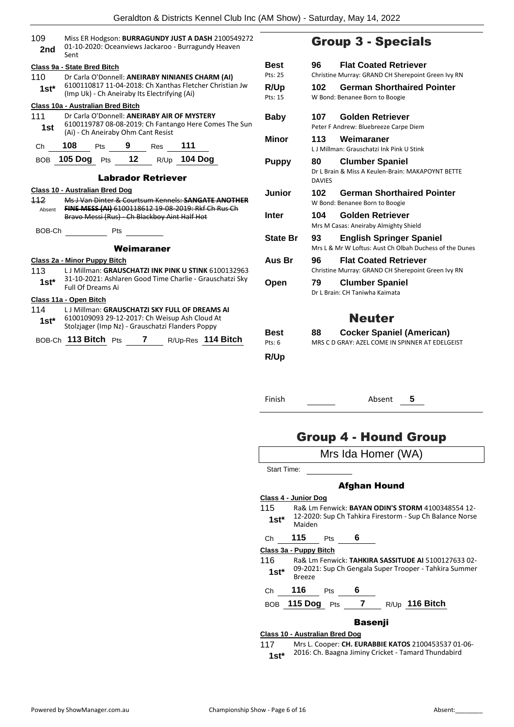109 **2nd** Miss ER Hodgson: **BURRAGUNDY JUST A DASH** 2100549272 01-10-2020: Oceanviews Jackaroo - Burragundy Heaven Sent

**Class 9a - State Bred Bitch**

110 **1st*** Dr Carla O'Donnell: **ANEIRABY NINIANES CHARM (AI)** 6100110817 11-04-2018: Ch Xanthas Fletcher Christian Jw (Imp Uk) - Ch Aneiraby Its Electrifying (Ai)

**Class 10a - Australian Bred Bitch**

111 **1st** Dr Carla O'Donnell: **ANEIRABY AIR OF MYSTERY** 6100119787 08-08-2019: Ch Fantango Here Comes The Sun (Ai) - Ch Aneiraby Ohm Cant Resist

Ch **108** Pts **9** Res **111**

BOB **105 Dog** Pts **12** R/Up **104 Dog**

### Labrador Retriever

**Class 10 - Australian Bred Dog**

~~112~~ Absent ~~Ms J Van Dinter & Courtsum Kennels: **SANGATE ANOTHER FINE MESS (AI)** 6100118612 19-08-2019: Rkf Ch Rus Ch Bravo Messi (Rus) - Ch Blackboy Aint Half Hot~~

BOB-Ch \_\_\_\_\_\_ Pts \_\_\_\_\_\_

### Weimaraner

**Class 2a - Minor Puppy Bitch**

113 **1st*** L J Millman: **GRAUSCHATZI INK PINK U STINK** 6100132963 31-10-2021: Ashlaren Good Time Charlie - Grauschatzi Sky Full Of Dreams Ai

**Class 11a - Open Bitch**

114 **1st*** L J Millman: **GRAUSCHATZI SKY FULL OF DREAMS AI** 6100109093 29-12-2017: Ch Weisup Ash Cloud At Stolzjager (Imp Nz) - Grauschatzi Flanders Poppy

BOB-Ch **113 Bitch** Pts **7** R/Up-Res **114 Bitch**

## Group 3 - Specials

| | | |
|---|---|---|
| **Best** Pts: 25 | **96** | **Flat Coated Retriever** Christine Murray: GRAND CH Sherepoint Green Ivy RN |
| **R/Up** Pts: 15 | **102** | **German Shorthaired Pointer** W Bond: Benanee Born to Boogie |
| **Baby** | **107** | **Golden Retriever** Peter F Andrew: Bluebreeze Carpe Diem |
| **Minor** | **113** | **Weimaraner** L J Millman: Grauschatzi Ink Pink U Stink |
| **Puppy** | **80** | **Clumber Spaniel** Dr L Brain & Miss A Keulen-Brain: MAKAPOYNT BETTE DAVIES |
| **Junior** | **102** | **German Shorthaired Pointer** W Bond: Benanee Born to Boogie |
| **Inter** | **104** | **Golden Retriever** Mrs M Casas: Aneiraby Almighty Shield |
| **State Br** | **93** | **English Springer Spaniel** Mrs L & Mr W Loftus: Aust Ch Olbah Duchess of the Dunes |
| **Aus Br** | **96** | **Flat Coated Retriever** Christine Murray: GRAND CH Sherepoint Green Ivy RN |
| **Open** | **79** | **Clumber Spaniel** Dr L Brain: CH Taniwha Kaimata |

## Neuter

| | | |
|---|---|---|
| **Best** Pts: 6 | **88** | **Cocker Spaniel (American)** MRS C D GRAY: AZEL COME IN SPINNER AT EDELGEIST |
| **R/Up** | | |

Finish \_\_\_\_\_\_ Absent **5**

## Group 4 - Hound Group

Mrs Ida Homer (WA)

Start Time: \_\_\_\_\_\_

### Afghan Hound

**Class 4 - Junior Dog**

115 **1st*** Ra& Lm Fenwick: **BAYAN ODIN'S STORM** 4100348554 12-12-2020: Sup Ch Tahkira Firestorm - Sup Ch Balance Norse Maiden

Ch **115** Pts **6**

**Class 3a - Puppy Bitch**

116 **1st*** Ra& Lm Fenwick: **TAHKIRA SASSITUDE AI** 5100127633 02-09-2021: Sup Ch Gengala Super Trooper - Tahkira Summer Breeze

Ch **116** Pts **6**

BOB **115 Dog** Pts **7** R/Up **116 Bitch**

### Basenji

**Class 10 - Australian Bred Dog**

117 **1st*** Mrs L. Cooper: **CH. EURABBIE KATOS** 2100453537 01-06-2016: Ch. Baagna Jiminy Cricket - Tamard Thundabird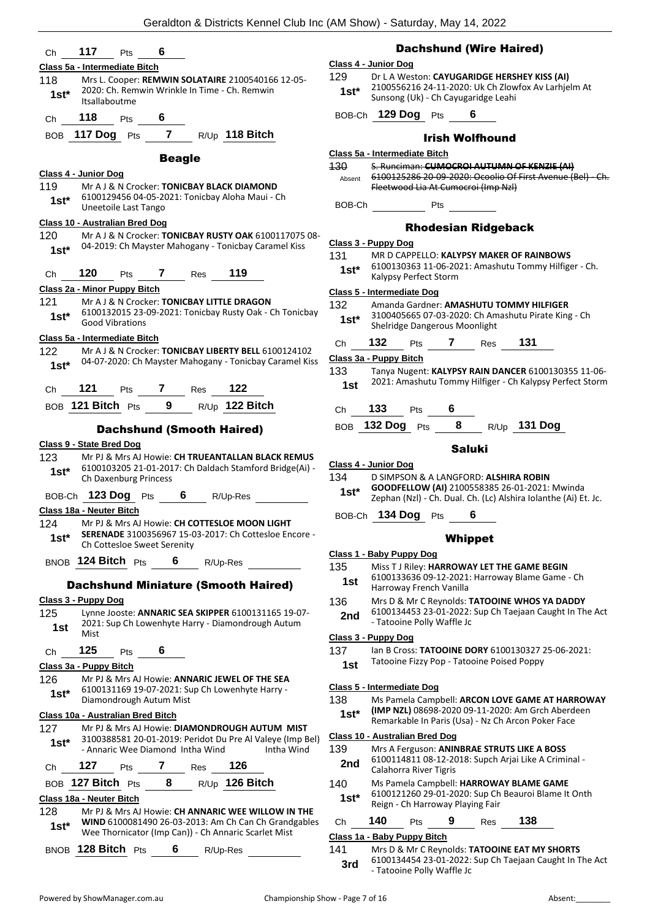Ch **117** Pts **6**

**Class 5a - Intermediate Bitch**

118 Mrs L. Cooper: **REMWIN SOLATAIRE** 2100540166 12-05-2020: Ch. Remwin Wrinkle In Time - Ch. Remwin Itsallaboutme
**1st***

Ch **118** Pts **6**

BOB **117 Dog** Pts **7** R/Up **118 Bitch**

## Beagle

**Class 4 - Junior Dog**

119 Mr A J & N Crocker: **TONICBAY BLACK DIAMOND** 6100129456 04-05-2021: Tonicbay Aloha Maui - Ch Uneetoile Last Tango
**1st***

**Class 10 - Australian Bred Dog**

120 Mr A J & N Crocker: **TONICBAY RUSTY OAK** 6100117075 08-04-2019: Ch Mayster Mahogany - Tonicbay Caramel Kiss
**1st***

Ch **120** Pts **7** Res **119**

**Class 2a - Minor Puppy Bitch**

121 Mr A J & N Crocker: **TONICBAY LITTLE DRAGON** 6100132015 23-09-2021: Tonicbay Rusty Oak - Ch Tonicbay Good Vibrations
**1st***

**Class 5a - Intermediate Bitch**

122 Mr A J & N Crocker: **TONICBAY LIBERTY BELL** 6100124102 04-07-2020: Ch Mayster Mahogany - Tonicbay Caramel Kiss
**1st***

Ch **121** Pts **7** Res **122**

BOB **121 Bitch** Pts **9** R/Up **122 Bitch**

## Dachshund (Smooth Haired)

**Class 9 - State Bred Dog**

123 Mr PJ & Mrs AJ Howie: **CH TRUEANTALLAN BLACK REMUS** 6100103205 21-01-2017: Ch Daldach Stamford Bridge(Ai) - Ch Daxenburg Princess
**1st***

BOB-Ch **123 Dog** Pts **6** R/Up-Res

**Class 18a - Neuter Bitch**

124 Mr PJ & Mrs AJ Howie: **CH COTTESLOE MOON LIGHT SERENADE** 3100356967 15-03-2017: Ch Cottesloe Encore - Ch Cottesloe Sweet Serenity
**1st***

BNOB **124 Bitch** Pts **6** R/Up-Res

## Dachshund Miniature (Smooth Haired)

**Class 3 - Puppy Dog**

125 Lynne Jooste: **ANNARIC SEA SKIPPER** 6100131165 19-07-2021: Sup Ch Lowenhyte Harry - Diamondrough Autum Mist
**1st**

Ch **125** Pts **6**

**Class 3a - Puppy Bitch**

126 Mr PJ & Mrs AJ Howie: **ANNARIC JEWEL OF THE SEA** 6100131169 19-07-2021: Sup Ch Lowenhyte Harry - Diamondrough Autum Mist
**1st***

**Class 10a - Australian Bred Bitch**

127 Mr PJ & Mrs AJ Howie: **DIAMONDROUGH AUTUM MIST** 3100388581 20-01-2019: Peridot Du Pre Al Valeye (Imp Bel) - Annaric Wee Diamond Intha Wind Intha Wind
**1st***

Ch **127** Pts **7** Res **126**

BOB **127 Bitch** Pts **8** R/Up **126 Bitch**

**Class 18a - Neuter Bitch**

128 Mr PJ & Mrs AJ Howie: **CH ANNARIC WEE WILLOW IN THE WIND** 6100081490 26-03-2013: Am Ch Can Ch Grandgables Wee Thornicator (Imp Can)) - Ch Annaric Scarlet Mist
**1st***

BNOB **128 Bitch** Pts **6** R/Up-Res

## Dachshund (Wire Haired)

**Class 4 - Junior Dog**

129 Dr L A Weston: **CAYUGARIDGE HERSHEY KISS (AI)** 2100556216 24-11-2020: Uk Ch Zlowfox Av Larhjelm At Sunsong (Uk) - Ch Cayugaridge Leahi
**1st***

BOB-Ch **129 Dog** Pts **6**

## Irish Wolfhound

**Class 5a - Intermediate Bitch**

~~130 S. Runciman: **CUMOCROI AUTUMN OF KENZIE (AI)** 6100125286 20-09-2020: Ocoolio Of First Avenue (Bel) - Ch. Fleetwood Lia At Cumocroi (Imp Nzl)~~
Absent

BOB-Ch Pts

## Rhodesian Ridgeback

**Class 3 - Puppy Dog**

131 MR D CAPPELLO: **KALYPSY MAKER OF RAINBOWS** 6100130363 11-06-2021: Amashutu Tommy Hilfiger - Ch. Kalypsy Perfect Storm
**1st***

**Class 5 - Intermediate Dog**

132 Amanda Gardner: **AMASHUTU TOMMY HILFIGER** 3100405665 07-03-2020: Ch Amashutu Pirate King - Ch Shelridge Dangerous Moonlight
**1st***

Ch **132** Pts **7** Res **131**

**Class 3a - Puppy Bitch**

133 Tanya Nugent: **KALYPSY RAIN DANCER** 6100130355 11-06-2021: Amashutu Tommy Hilfiger - Ch Kalypsy Perfect Storm
**1st**

Ch **133** Pts **6**

BOB **132 Dog** Pts **8** R/Up **131 Dog**

## Saluki

**Class 4 - Junior Dog**

134 D SIMPSON & A LANGFORD: **ALSHIRA ROBIN GOODFELLOW (AI)** 2100558385 26-01-2021: Mwinda Zephan (Nzl) - Ch. Dual. Ch. (Lc) Alshira Iolanthe (Ai) Et. Jc.
**1st***

BOB-Ch **134 Dog** Pts **6**

## Whippet

**Class 1 - Baby Puppy Dog**

135 Miss T J Riley: **HARROWAY LET THE GAME BEGIN** 6100133636 09-12-2021: Harroway Blame Game - Ch Harroway French Vanilla
**1st**

136 Mrs D & Mr C Reynolds: **TATOOINE WHOS YA DADDY** 6100134453 23-01-2022: Sup Ch Taejaan Caught In The Act - Tatooine Polly Waffle Jc
**2nd**

**Class 3 - Puppy Dog**

137 Ian B Cross: **TATOOINE DORY** 6100130327 25-06-2021: Tatooine Fizzy Pop - Tatooine Poised Poppy
**1st**

**Class 5 - Intermediate Dog**

138 Ms Pamela Campbell: **ARCON LOVE GAME AT HARROWAY (IMP NZL)** 08698-2020 09-11-2020: Am Grch Aberdeen Remarkable In Paris (Usa) - Nz Ch Arcon Poker Face
**1st***

**Class 10 - Australian Bred Dog**

139 Mrs A Ferguson: **ANINBRAE STRUTS LIKE A BOSS** 6100114811 08-12-2018: Supch Arjai Like A Criminal - Calahorra River Tigris
**2nd**

140 Ms Pamela Campbell: **HARROWAY BLAME GAME** 6100121260 29-01-2020: Sup Ch Beauroi Blame It Onth Reign - Ch Harroway Playing Fair
**1st***

Ch **140** Pts **9** Res **138**

**Class 1a - Baby Puppy Bitch**

141 Mrs D & Mr C Reynolds: **TATOOINE EAT MY SHORTS** 6100134454 23-01-2022: Sup Ch Taejaan Caught In The Act - Tatooine Polly Waffle Jc
**3rd**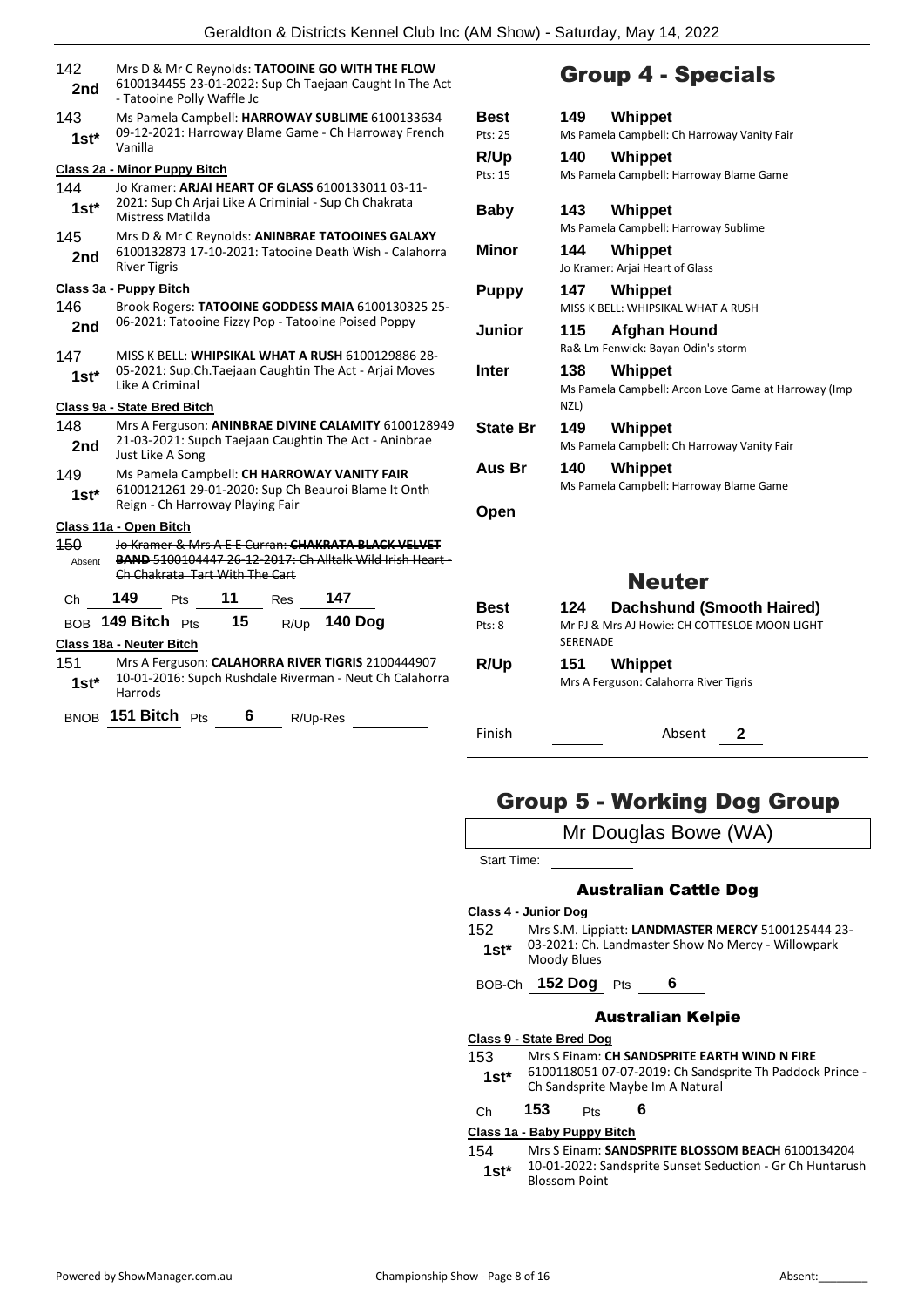142 **2nd** Mrs D & Mr C Reynolds: **TATOOINE GO WITH THE FLOW** 6100134455 23-01-2022: Sup Ch Taejaan Caught In The Act - Tatooine Polly Waffle Jc

143 **1st*** Ms Pamela Campbell: **HARROWAY SUBLIME** 6100133634 09-12-2021: Harroway Blame Game - Ch Harroway French Vanilla

**Class 2a - Minor Puppy Bitch**

144 **1st*** Jo Kramer: **ARJAI HEART OF GLASS** 6100133011 03-11-2021: Sup Ch Arjai Like A Criminial - Sup Ch Chakrata Mistress Matilda

145 **2nd** Mrs D & Mr C Reynolds: **ANINBRAE TATOOINES GALAXY** 6100132873 17-10-2021: Tatooine Death Wish - Calahorra River Tigris

**Class 3a - Puppy Bitch**

146 **2nd** Brook Rogers: **TATOOINE GODDESS MAIA** 6100130325 25-06-2021: Tatooine Fizzy Pop - Tatooine Poised Poppy

147 **1st*** MISS K BELL: **WHIPSIKAL WHAT A RUSH** 6100129886 28-05-2021: Sup.Ch.Taejaan Caughtin The Act - Arjai Moves Like A Criminal

**Class 9a - State Bred Bitch**

148 **2nd** Mrs A Ferguson: **ANINBRAE DIVINE CALAMITY** 6100128949 21-03-2021: Supch Taejaan Caughtin The Act - Aninbrae Just Like A Song

149 **1st*** Ms Pamela Campbell: **CH HARROWAY VANITY FAIR** 6100121261 29-01-2020: Sup Ch Beauroi Blame It Onth Reign - Ch Harroway Playing Fair

**Class 11a - Open Bitch**

~~150~~ Absent ~~Jo Kramer & Mrs A E E Curran: **CHAKRATA BLACK VELVET BAND** 5100104447 26-12-2017: Ch Alltalk Wild Irish Heart - Ch Chakrata Tart With The Cart~~

Ch **149** Pts **11** Res **147**

BOB **149 Bitch** Pts **15** R/Up **140 Dog**

**Class 18a - Neuter Bitch**

151 **1st*** Mrs A Ferguson: **CALAHORRA RIVER TIGRIS** 2100444907 10-01-2016: Supch Rushdale Riverman - Neut Ch Calahorra Harrods

BNOB **151 Bitch** Pts **6** R/Up-Res

## Group 4 - Specials

| | | |
|---|---|---|
| **Best** Pts: 25 | **149** | **Whippet** Ms Pamela Campbell: Ch Harroway Vanity Fair |
| **R/Up** Pts: 15 | **140** | **Whippet** Ms Pamela Campbell: Harroway Blame Game |
| **Baby** | **143** | **Whippet** Ms Pamela Campbell: Harroway Sublime |
| **Minor** | **144** | **Whippet** Jo Kramer: Arjai Heart of Glass |
| **Puppy** | **147** | **Whippet** MISS K BELL: WHIPSIKAL WHAT A RUSH |
| **Junior** | **115** | **Afghan Hound** Ra& Lm Fenwick: Bayan Odin's storm |
| **Inter** | **138** | **Whippet** Ms Pamela Campbell: Arcon Love Game at Harroway (Imp NZL) |
| **State Br** | **149** | **Whippet** Ms Pamela Campbell: Ch Harroway Vanity Fair |
| **Aus Br** | **140** | **Whippet** Ms Pamela Campbell: Harroway Blame Game |
| **Open** | | |

## Neuter

| | | |
|---|---|---|
| **Best** Pts: 8 | **124** | **Dachshund (Smooth Haired)** Mr PJ & Mrs AJ Howie: CH COTTESLOE MOON LIGHT SERENADE |
| **R/Up** | **151** | **Whippet** Mrs A Ferguson: Calahorra River Tigris |

Finish Absent **2**

# Group 5 - Working Dog Group

Mr Douglas Bowe (WA)

Start Time:

### Australian Cattle Dog

**Class 4 - Junior Dog**

152 **1st*** Mrs S.M. Lippiatt: **LANDMASTER MERCY** 5100125444 23-03-2021: Ch. Landmaster Show No Mercy - Willowpark Moody Blues

BOB-Ch **152 Dog** Pts **6**

### Australian Kelpie

**Class 9 - State Bred Dog**

153 **1st*** Mrs S Einam: **CH SANDSPRITE EARTH WIND N FIRE** 6100118051 07-07-2019: Ch Sandsprite Th Paddock Prince - Ch Sandsprite Maybe Im A Natural

Ch **153** Pts **6**

**Class 1a - Baby Puppy Bitch**

154 **1st*** Mrs S Einam: **SANDSPRITE BLOSSOM BEACH** 6100134204 10-01-2022: Sandsprite Sunset Seduction - Gr Ch Huntarush Blossom Point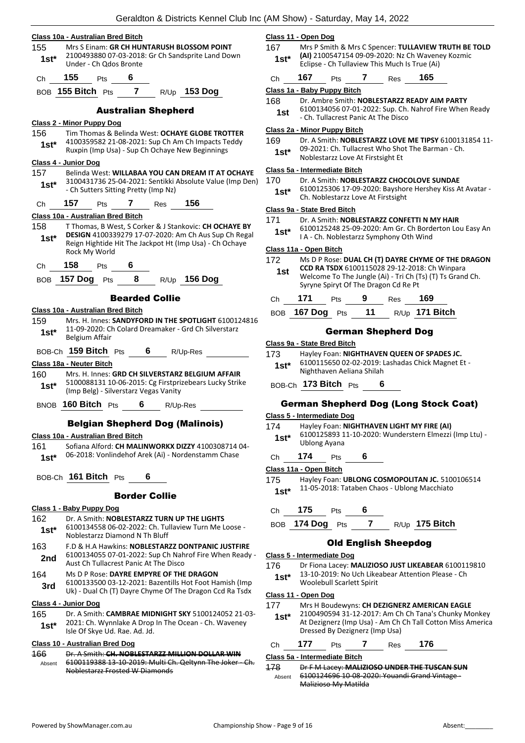#### Class 10a - Australian Bred Bitch

155 — **1st*** — Mrs S Einam: **GR CH HUNTARUSH BLOSSOM POINT** 2100493880 07-03-2018: Gr Ch Sandsprite Land Down Under - Ch Qdos Bronte

Ch **155** Pts **6**

BOB **155 Bitch** Pts **7** R/Up **153 Dog**

## Australian Shepherd

#### Class 2 - Minor Puppy Dog

156 — **1st*** — Tim Thomas & Belinda West: **OCHAYE GLOBE TROTTER** 4100359582 21-08-2021: Sup Ch Am Ch Impacts Teddy Ruxpin (Imp Usa) - Sup Ch Ochaye New Beginnings

#### Class 4 - Junior Dog

157 — **1st*** — Belinda West: **WILLABAA YOU CAN DREAM IT AT OCHAYE** 3100431736 25-04-2021: Sentikki Absolute Value (Imp Den) - Ch Sutters Sitting Pretty (Imp Nz)

Ch **157** Pts **7** Res **156**

#### Class 10a - Australian Bred Bitch

158 — **1st*** — T Thomas, B West, S Corker & J Stankovic: **CH OCHAYE BY DESIGN** 4100339279 17-07-2020: Am Ch Aus Sup Ch Regal Reign Hightide Hit The Jackpot Ht (Imp Usa) - Ch Ochaye Rock My World

Ch **158** Pts **6**

BOB **157 Dog** Pts **8** R/Up **156 Dog**

## Bearded Collie

#### Class 10a - Australian Bred Bitch

159 — **1st*** — Mrs. H. Innes: **SANDYFORD IN THE SPOTLIGHT** 6100124816 11-09-2020: Ch Colard Dreamaker - Grd Ch Silverstarz Belgium Affair

BOB-Ch **159 Bitch** Pts **6** R/Up-Res

#### Class 18a - Neuter Bitch

160 — **1st*** — Mrs. H. Innes: **GRD CH SILVERSTARZ BELGIUM AFFAIR** 5100088131 10-06-2015: Cg Firstprizebears Lucky Strike (Imp Belg) - Silverstarz Vegas Vanity

BNOB **160 Bitch** Pts **6** R/Up-Res

## Belgian Shepherd Dog (Malinois)

#### Class 10a - Australian Bred Bitch

161 — **1st*** — Sofiana Alford: **CH MALINWORKX DIZZY** 4100308714 04-06-2018: Vonlindehof Arek (Ai) - Nordenstamm Chase

BOB-Ch **161 Bitch** Pts **6**

## Border Collie

#### Class 1 - Baby Puppy Dog

162 — **1st*** — Dr. A Smith: **NOBLESTARZZ TURN UP THE LIGHTS** 6100134558 06-02-2022: Ch. Tullaview Turn Me Loose - Noblestarzz Diamond N Th Bluff

163 — **2nd** — F.D & H.A Hawkins: **NOBLESTARZZ DONTPANIC JUSTFIRE** 6100134055 07-01-2022: Sup Ch Nahrof Fire When Ready - Aust Ch Tullacrest Panic At The Disco

164 — **3rd** — Ms D P Rose: **DAYRE EMPYRE OF THE DRAGON** 6100133500 03-12-2021: Bazentills Hot Foot Hamish (Imp Uk) - Dual Ch (T) Dayre Chyme Of The Dragon Ccd Ra Tsdx

#### Class 4 - Junior Dog

165 — **1st*** — Dr. A Smith: **CAMBRAE MIDNIGHT SKY** 5100124052 21-03-2021: Ch. Wynnlake A Drop In The Ocean - Ch. Waveney Isle Of Skye Ud. Rae. Ad. Jd.

#### Class 10 - Australian Bred Dog

166 — Absent — ~~Dr. A Smith: **CH. NOBLESTARZZ MILLION DOLLAR WIN** 6100119388 13-10-2019: Multi Ch. Qeltynn The Joker - Ch. Noblestarzz Frosted W Diamonds~~

#### Class 11 - Open Dog

167 — **1st*** — Mrs P Smith & Mrs C Spencer: **TULLAVIEW TRUTH BE TOLD (AI)** 2100547154 09-09-2020: Nz Ch Waveney Kozmic Eclipse - Ch Tullaview This Much Is True (Ai)

Ch **167** Pts **7** Res **165**

#### Class 1a - Baby Puppy Bitch

168 — **1st** — Dr. Ambre Smith: **NOBLESTARZZ READY AIM PARTY** 6100134056 07-01-2022: Sup. Ch. Nahrof Fire When Ready - Ch. Tullacrest Panic At The Disco

#### Class 2a - Minor Puppy Bitch

169 — **1st*** — Dr. A Smith: **NOBLESTARZZ LOVE ME TIPSY** 6100131854 11-09-2021: Ch. Tullacrest Who Shot The Barman - Ch. Noblestarzz Love At Firstsight Et

#### Class 5a - Intermediate Bitch

170 — **1st*** — Dr. A Smith: **NOBLESTARZZ CHOCOLOVE SUNDAE** 6100125306 17-09-2020: Bayshore Hershey Kiss At Avatar - Ch. Noblestarzz Love At Firstsight

#### Class 9a - State Bred Bitch

171 — **1st*** — Dr. A Smith: **NOBLESTARZZ CONFETTI N MY HAIR** 6100125248 25-09-2020: Am Gr. Ch Borderton Lou Easy An I A - Ch. Noblestarzz Symphony Oth Wind

#### Class 11a - Open Bitch

172 — **1st** — Ms D P Rose: **DUAL CH (T) DAYRE CHYME OF THE DRAGON CCD RA TSDX** 6100115028 29-12-2018: Ch Winpara Welcome To The Jungle (Ai) - Tri Ch (Ts) (T) Ts Grand Ch. Syryne Spiryt Of The Dragon Cd Re Pt

Ch **171** Pts **9** Res **169**

BOB **167 Dog** Pts **11** R/Up **171 Bitch**

## German Shepherd Dog

#### Class 9a - State Bred Bitch

173 — **1st*** — Hayley Foan: **NIGHTHAVEN QUEEN OF SPADES JC.** 6100115650 02-02-2019: Lashadas Chick Magnet Et - Nighthaven Aeliana Shilah

BOB-Ch **173 Bitch** Pts **6**

## German Shepherd Dog (Long Stock Coat)

#### Class 5 - Intermediate Dog

174 — **1st*** — Hayley Foan: **NIGHTHAVEN LIGHT MY FIRE (AI)** 6100125893 11-10-2020: Wunderstern Elmezzi (Imp Ltu) - Ublong Ayana

Ch **174** Pts **6**

#### Class 11a - Open Bitch

175 — **1st*** — Hayley Foan: **UBLONG COSMOPOLITAN JC.** 5100106514 11-05-2018: Tataben Chaos - Ublong Macchiato

Ch **175** Pts **6**

BOB **174 Dog** Pts **7** R/Up **175 Bitch**

## Old English Sheepdog

#### Class 5 - Intermediate Dog

176 — **1st*** — Dr Fiona Lacey: **MALIZIOSO JUST LIKEABEAR** 6100119810 13-10-2019: No Uch Likeabear Attention Please - Ch Woolebull Scarlett Spirit

#### Class 11 - Open Dog

177 — **1st*** — Mrs H Boudewyns: **CH DEZIGNERZ AMERICAN EAGLE** 2100490594 31-12-2017: Am Ch Ch Tana's Chunky Monkey At Dezignerz (Imp Usa) - Am Ch Ch Tall Cotton Miss America Dressed By Dezignerz (Imp Usa)

Ch **177** Pts **7** Res **176**

#### Class 5a - Intermediate Bitch

178 — Absent — ~~Dr F M Lacey: **MALIZIOSO UNDER THE TUSCAN SUN** 6100124696 10-08-2020: Youandi Grand Vintage - Malizioso My Matilda~~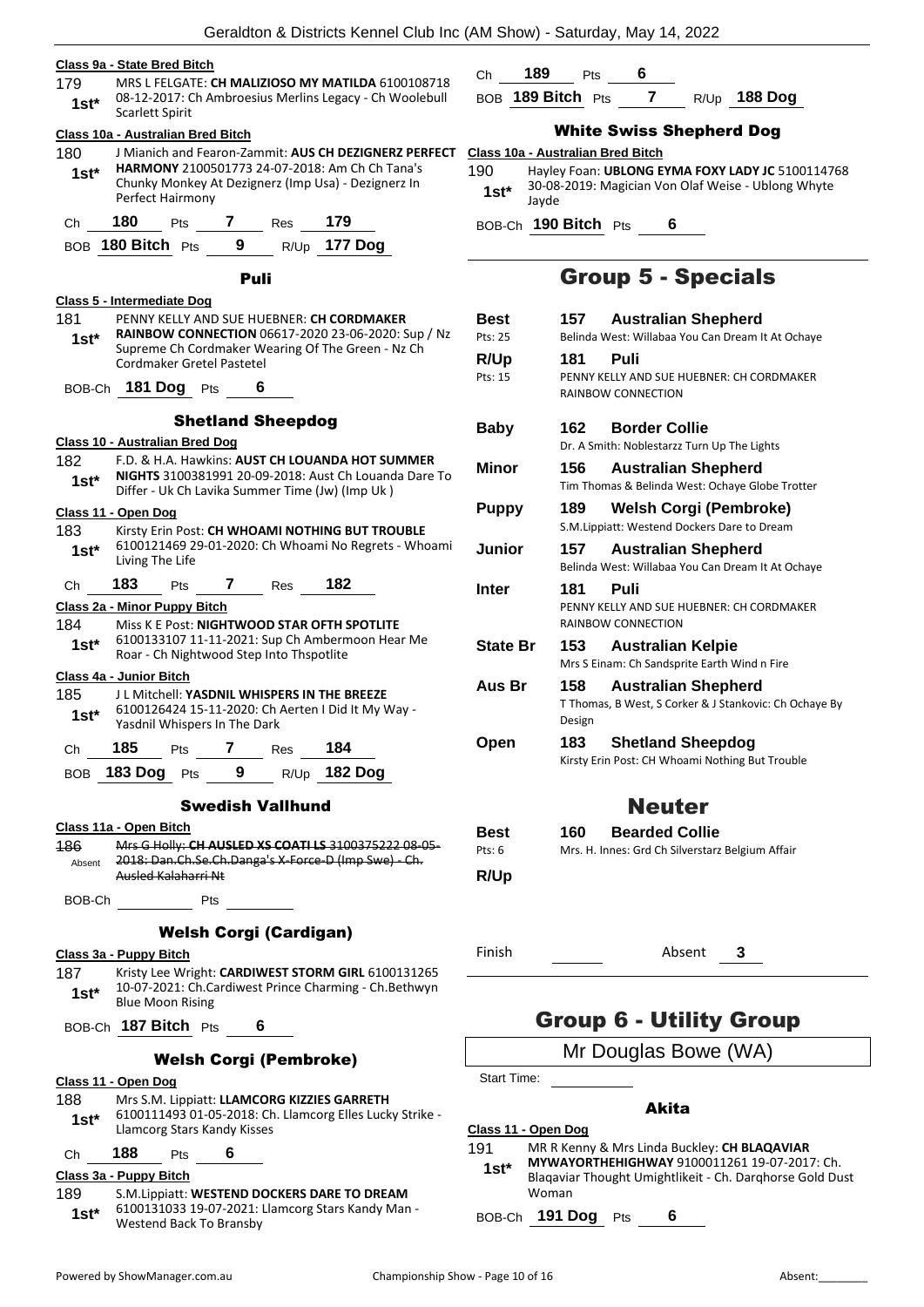**Class 9a - State Bred Bitch**

179 1st* MRS L FELGATE: **CH MALIZIOSO MY MATILDA** 6100108718 08-12-2017: Ch Ambroesius Merlins Legacy - Ch Woolebull Scarlett Spirit

**Class 10a - Australian Bred Bitch**

180 1st* J Mianich and Fearon-Zammit: **AUS CH DEZIGNERZ PERFECT HARMONY** 2100501773 24-07-2018: Am Ch Ch Tana's Chunky Monkey At Dezignerz (Imp Usa) - Dezignerz In Perfect Hairmony

Ch **180** Pts **7** Res **179**

BOB **180 Bitch** Pts **9** R/Up **177 Dog**

### Puli

**Class 5 - Intermediate Dog**

181 1st* PENNY KELLY AND SUE HUEBNER: **CH CORDMAKER RAINBOW CONNECTION** 06617-2020 23-06-2020: Sup / Nz Supreme Ch Cordmaker Wearing Of The Green - Nz Ch Cordmaker Gretel Pastetel

BOB-Ch **181 Dog** Pts **6**

### Shetland Sheepdog

**Class 10 - Australian Bred Dog**

182 1st* F.D. & H.A. Hawkins: **AUST CH LOUANDA HOT SUMMER NIGHTS** 3100381991 20-09-2018: Aust Ch Louanda Dare To Differ - Uk Ch Lavika Summer Time (Jw) (Imp Uk )

**Class 11 - Open Dog**

183 1st* Kirsty Erin Post: **CH WHOAMI NOTHING BUT TROUBLE** 6100121469 29-01-2020: Ch Whoami No Regrets - Whoami Living The Life

Ch **183** Pts **7** Res **182**

**Class 2a - Minor Puppy Bitch**

184 1st* Miss K E Post: **NIGHTWOOD STAR OFTH SPOTLITE** 6100133107 11-11-2021: Sup Ch Ambermoon Hear Me Roar - Ch Nightwood Step Into Thspotlite

**Class 4a - Junior Bitch**

185 1st* J L Mitchell: **YASDNIL WHISPERS IN THE BREEZE** 6100126424 15-11-2020: Ch Aerten I Did It My Way - Yasdnil Whispers In The Dark

Ch **185** Pts **7** Res **184**

BOB **183 Dog** Pts **9** R/Up **182 Dog**

### Swedish Vallhund

**Class 11a - Open Bitch**

186 Absent ~~Mrs G Holly: CH AUSLED XS COATI LS 3100375222 08-05-2018: Dan.Ch.Se.Ch.Danga's X-Force-D (Imp Swe) - Ch. Ausled Kalaharri Nt~~

BOB-Ch Pts

### Welsh Corgi (Cardigan)

**Class 3a - Puppy Bitch**

187 1st* Kristy Lee Wright: **CARDIWEST STORM GIRL** 6100131265 10-07-2021: Ch.Cardiwest Prince Charming - Ch.Bethwyn Blue Moon Rising

BOB-Ch **187 Bitch** Pts **6**

### Welsh Corgi (Pembroke)

**Class 11 - Open Dog**

188 1st* Mrs S.M. Lippiatt: **LLAMCORG KIZZIES GARRETH** 6100111493 01-05-2018: Ch. Llamcorg Elles Lucky Strike - Llamcorg Stars Kandy Kisses

Ch **188** Pts **6**

**Class 3a - Puppy Bitch**

189 1st* S.M.Lippiatt: **WESTEND DOCKERS DARE TO DREAM** 6100131033 19-07-2021: Llamcorg Stars Kandy Man - Westend Back To Bransby

Ch **189** Pts **6**

BOB **189 Bitch** Pts **7** R/Up **188 Dog**

### White Swiss Shepherd Dog

**Class 10a - Australian Bred Bitch**

190 1st* Hayley Foan: **UBLONG EYMA FOXY LADY JC** 5100114768 30-08-2019: Magician Von Olaf Weise - Ublong Whyte Jayde

BOB-Ch **190 Bitch** Pts **6**

## Group 5 - Specials

| | | |
|---|---|---|
| **Best** (Pts: 25) | **157** | **Australian Shepherd** – Belinda West: Willabaa You Can Dream It At Ochaye |
| **R/Up** (Pts: 15) | **181** | **Puli** – PENNY KELLY AND SUE HUEBNER: CH CORDMAKER RAINBOW CONNECTION |
| **Baby** | **162** | **Border Collie** – Dr. A Smith: Noblestarzz Turn Up The Lights |
| **Minor** | **156** | **Australian Shepherd** – Tim Thomas & Belinda West: Ochaye Globe Trotter |
| **Puppy** | **189** | **Welsh Corgi (Pembroke)** – S.M.Lippiatt: Westend Dockers Dare to Dream |
| **Junior** | **157** | **Australian Shepherd** – Belinda West: Willabaa You Can Dream It At Ochaye |
| **Inter** | **181** | **Puli** – PENNY KELLY AND SUE HUEBNER: CH CORDMAKER RAINBOW CONNECTION |
| **State Br** | **153** | **Australian Kelpie** – Mrs S Einam: Ch Sandsprite Earth Wind n Fire |
| **Aus Br** | **158** | **Australian Shepherd** – T Thomas, B West, S Corker & J Stankovic: Ch Ochaye By Design |
| **Open** | **183** | **Shetland Sheepdog** – Kirsty Erin Post: CH Whoami Nothing But Trouble |

## Neuter

| | | |
|---|---|---|
| **Best** (Pts: 6) | **160** | **Bearded Collie** – Mrs. H. Innes: Grd Ch Silverstarz Belgium Affair |
| **R/Up** | | |

Finish Absent **3**

## Group 6 - Utility Group

Mr Douglas Bowe (WA)

Start Time:

### Akita

**Class 11 - Open Dog**

191 1st* MR R Kenny & Mrs Linda Buckley: **CH BLAQAVIAR MYWAYORTHEHIGHWAY** 9100011261 19-07-2017: Ch. Blaqaviar Thought Umightlikeit - Ch. Darqhorse Gold Dust Woman

BOB-Ch **191 Dog** Pts **6**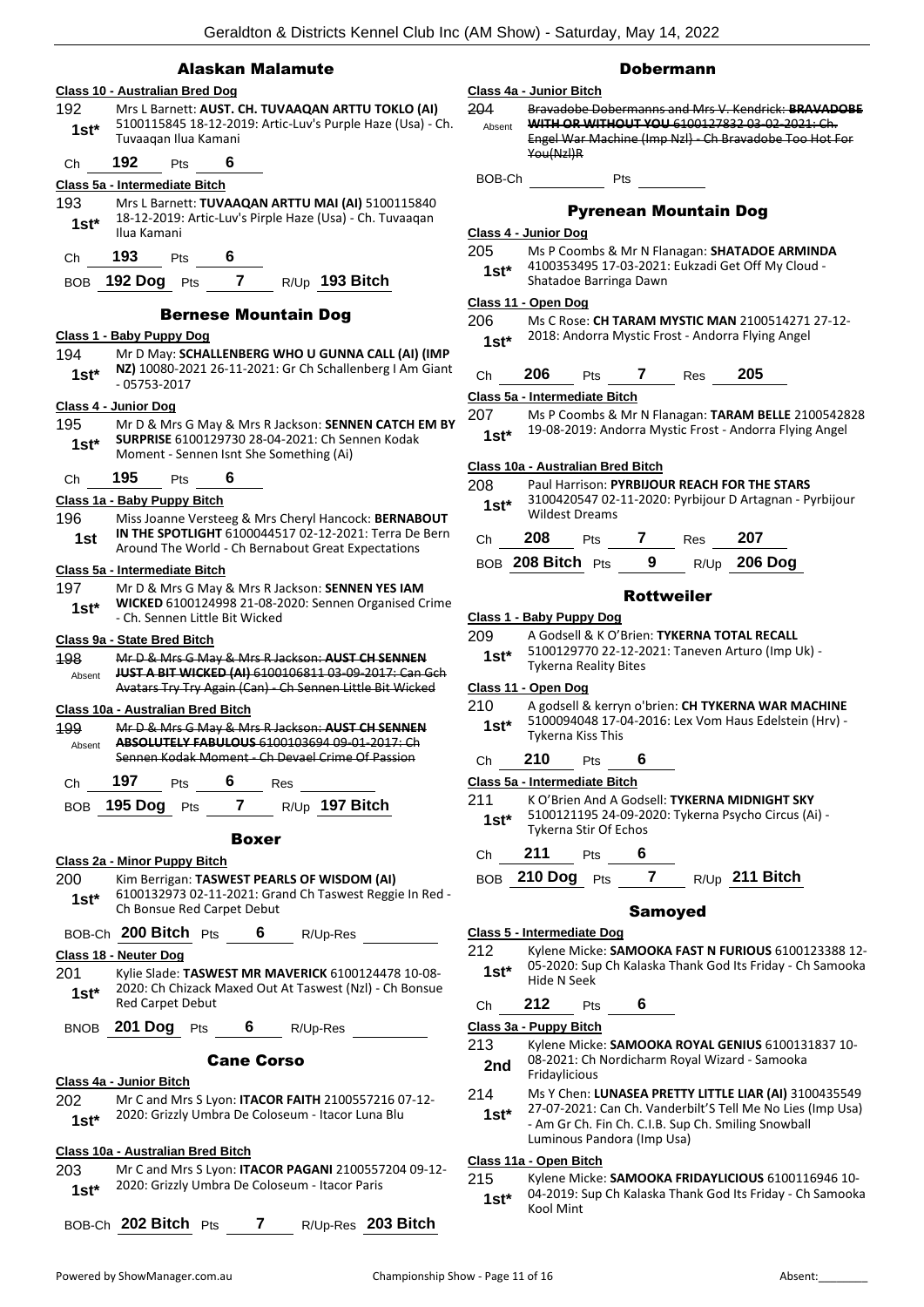## Alaskan Malamute

**Class 10 - Australian Bred Dog**

192 **1st*** Mrs L Barnett: **AUST. CH. TUVAAQAN ARTTU TOKLO (AI)** 5100115845 18-12-2019: Artic-Luv's Purple Haze (Usa) - Ch. Tuvaaqan Ilua Kamani

Ch **192** Pts **6**

**Class 5a - Intermediate Bitch**

193 **1st*** Mrs L Barnett: **TUVAAQAN ARTTU MAI (AI)** 5100115840 18-12-2019: Artic-Luv's Pirple Haze (Usa) - Ch. Tuvaaqan Ilua Kamani

Ch **193** Pts **6**

BOB **192 Dog** Pts **7** R/Up **193 Bitch**

## Bernese Mountain Dog

**Class 1 - Baby Puppy Dog**

194 **1st*** Mr D May: **SCHALLENBERG WHO U GUNNA CALL (AI) (IMP NZ)** 10080-2021 26-11-2021: Gr Ch Schallenberg I Am Giant - 05753-2017

**Class 4 - Junior Dog**

195 **1st*** Mr D & Mrs G May & Mrs R Jackson: **SENNEN CATCH EM BY SURPRISE** 6100129730 28-04-2021: Ch Sennen Kodak Moment - Sennen Isnt She Something (Ai)

Ch **195** Pts **6**

**Class 1a - Baby Puppy Bitch**

196 **1st** Miss Joanne Versteeg & Mrs Cheryl Hancock: **BERNABOUT IN THE SPOTLIGHT** 6100044517 02-12-2021: Terra De Bern Around The World - Ch Bernabout Great Expectations

**Class 5a - Intermediate Bitch**

197 **1st*** Mr D & Mrs G May & Mrs R Jackson: **SENNEN YES IAM WICKED** 6100124998 21-08-2020: Sennen Organised Crime - Ch. Sennen Little Bit Wicked

**Class 9a - State Bred Bitch**

198 Absent ~~Mr D & Mrs G May & Mrs R Jackson: **AUST CH SENNEN JUST A BIT WICKED (AI)** 6100106811 03-09-2017: Can Gch Avatars Try Try Again (Can) - Ch Sennen Little Bit Wicked~~

**Class 10a - Australian Bred Bitch**

199 Absent ~~Mr D & Mrs G May & Mrs R Jackson: **AUST CH SENNEN ABSOLUTELY FABULOUS** 6100103694 09-01-2017: Ch Sennen Kodak Moment - Ch Devael Crime Of Passion~~

Ch **197** Pts **6** Res

BOB **195 Dog** Pts **7** R/Up **197 Bitch**

## Boxer

**Class 2a - Minor Puppy Bitch**

200 **1st*** Kim Berrigan: **TASWEST PEARLS OF WISDOM (AI)** 6100132973 02-11-2021: Grand Ch Taswest Reggie In Red - Ch Bonsue Red Carpet Debut

BOB-Ch **200 Bitch** Pts **6** R/Up-Res

**Class 18 - Neuter Dog**

201 **1st*** Kylie Slade: **TASWEST MR MAVERICK** 6100124478 10-08-2020: Ch Chizack Maxed Out At Taswest (Nzl) - Ch Bonsue Red Carpet Debut

BNOB **201 Dog** Pts **6** R/Up-Res

## Cane Corso

**Class 4a - Junior Bitch**

202 **1st*** Mr C and Mrs S Lyon: **ITACOR FAITH** 2100557216 07-12-2020: Grizzly Umbra De Coloseum - Itacor Luna Blu

**Class 10a - Australian Bred Bitch**

203 **1st*** Mr C and Mrs S Lyon: **ITACOR PAGANI** 2100557204 09-12-2020: Grizzly Umbra De Coloseum - Itacor Paris

BOB-Ch **202 Bitch** Pts **7** R/Up-Res **203 Bitch**

## Dobermann

**Class 4a - Junior Bitch**

204 Absent ~~Bravadobe Dobermanns and Mrs V. Kendrick: **BRAVADOBE WITH OR WITHOUT YOU** 6100127832 03-02-2021: Ch. Engel War Machine (Imp Nzl) - Ch Bravadobe Too Hot For You(Nzl)R~~

BOB-Ch Pts

## Pyrenean Mountain Dog

**Class 4 - Junior Dog**

205 **1st*** Ms P Coombs & Mr N Flanagan: **SHATADOE ARMINDA** 4100353495 17-03-2021: Eukzadi Get Off My Cloud - Shatadoe Barringa Dawn

**Class 11 - Open Dog**

206 **1st*** Ms C Rose: **CH TARAM MYSTIC MAN** 2100514271 27-12-2018: Andorra Mystic Frost - Andorra Flying Angel

Ch **206** Pts **7** Res **205**

**Class 5a - Intermediate Bitch**

207 **1st*** Ms P Coombs & Mr N Flanagan: **TARAM BELLE** 2100542828 19-08-2019: Andorra Mystic Frost - Andorra Flying Angel

**Class 10a - Australian Bred Bitch**

208 **1st*** Paul Harrison: **PYRBIJOUR REACH FOR THE STARS** 3100420547 02-11-2020: Pyrbijour D Artagnan - Pyrbijour Wildest Dreams

Ch **208** Pts **7** Res **207**

BOB **208 Bitch** Pts **9** R/Up **206 Dog**

## Rottweiler

**Class 1 - Baby Puppy Dog**

209 **1st*** A Godsell & K O'Brien: **TYKERNA TOTAL RECALL** 5100129770 22-12-2021: Taneven Arturo (Imp Uk) - Tykerna Reality Bites

**Class 11 - Open Dog**

210 **1st*** A godsell & kerryn o'brien: **CH TYKERNA WAR MACHINE** 5100094048 17-04-2016: Lex Vom Haus Edelstein (Hrv) - Tykerna Kiss This

Ch **210** Pts **6**

**Class 5a - Intermediate Bitch**

211 **1st*** K O'Brien And A Godsell: **TYKERNA MIDNIGHT SKY** 5100121195 24-09-2020: Tykerna Psycho Circus (Ai) - Tykerna Stir Of Echos

Ch **211** Pts **6**

BOB **210 Dog** Pts **7** R/Up **211 Bitch**

## Samoyed

**Class 5 - Intermediate Dog**

212 **1st*** Kylene Micke: **SAMOOKA FAST N FURIOUS** 6100123388 12-05-2020: Sup Ch Kalaska Thank God Its Friday - Ch Samooka Hide N Seek

Ch **212** Pts **6**

**Class 3a - Puppy Bitch**

213 **2nd** Kylene Micke: **SAMOOKA ROYAL GENIUS** 6100131837 10-08-2021: Ch Nordicharm Royal Wizard - Samooka Fridaylicious

214 **1st*** Ms Y Chen: **LUNASEA PRETTY LITTLE LIAR (AI)** 3100435549 27-07-2021: Can Ch. Vanderbilt'S Tell Me No Lies (Imp Usa) - Am Gr Ch. Fin Ch. C.I.B. Sup Ch. Smiling Snowball Luminous Pandora (Imp Usa)

**Class 11a - Open Bitch**

215 **1st*** Kylene Micke: **SAMOOKA FRIDAYLICIOUS** 6100116946 10-04-2019: Sup Ch Kalaska Thank God Its Friday - Ch Samooka Kool Mint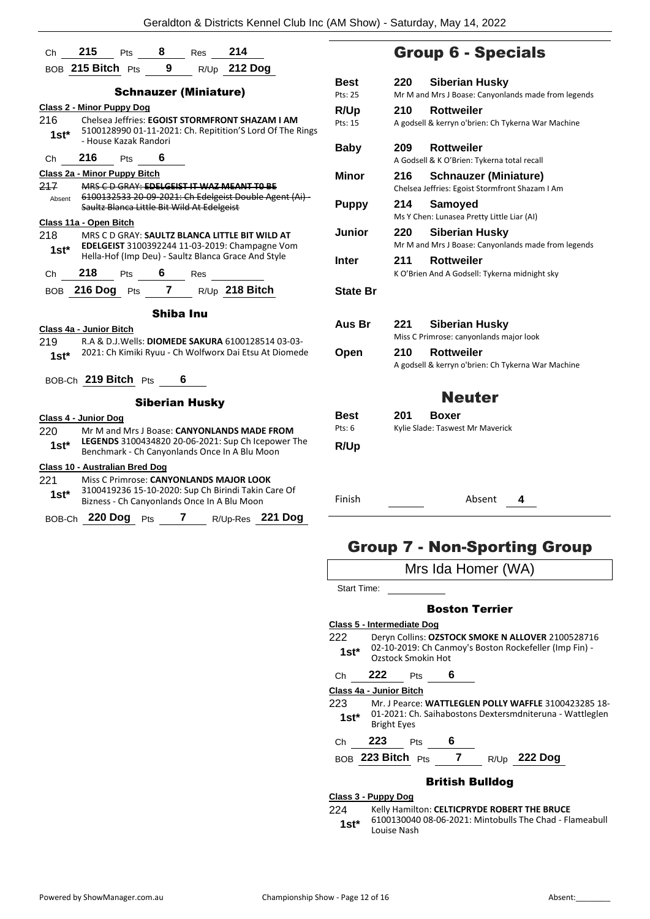Ch **215** Pts **8** Res **214**

BOB **215 Bitch** Pts **9** R/Up **212 Dog**

### Schnauzer (Miniature)

**Class 2 - Minor Puppy Dog**

216 **1st*** Chelsea Jeffries: **EGOIST STORMFRONT SHAZAM I AM** 5100128990 01-11-2021: Ch. Repitition'S Lord Of The Rings - House Kazak Randori

Ch **216** Pts **6**

**Class 2a - Minor Puppy Bitch**

~~217 Absent MRS C D GRAY: **EDELGEIST IT WAZ MEANT T0 BE** 6100132533 20-09-2021: Ch Edelgeist Double Agent (Ai) - Saultz Blanca Little Bit Wild At Edelgeist~~

**Class 11a - Open Bitch**

218 **1st*** MRS C D GRAY: **SAULTZ BLANCA LITTLE BIT WILD AT EDELGEIST** 3100392244 11-03-2019: Champagne Vom Hella-Hof (Imp Deu) - Saultz Blanca Grace And Style

Ch **218** Pts **6** Res

BOB **216 Dog** Pts **7** R/Up **218 Bitch**

### Shiba Inu

**Class 4a - Junior Bitch**

219 **1st*** R.A & D.J.Wells: **DIOMEDE SAKURA** 6100128514 03-03-2021: Ch Kimiki Ryuu - Ch Wolfworx Dai Etsu At Diomede

BOB-Ch **219 Bitch** Pts **6**

### Siberian Husky

**Class 4 - Junior Dog**

220 **1st*** Mr M and Mrs J Boase: **CANYONLANDS MADE FROM LEGENDS** 3100434820 20-06-2021: Sup Ch Icepower The Benchmark - Ch Canyonlands Once In A Blu Moon

**Class 10 - Australian Bred Dog**

221 **1st*** Miss C Primrose: **CANYONLANDS MAJOR LOOK** 3100419236 15-10-2020: Sup Ch Birindi Takin Care Of Bizness - Ch Canyonlands Once In A Blu Moon

BOB-Ch **220 Dog** Pts **7** R/Up-Res **221 Dog**

## Group 6 - Specials

| | | |
|---|---|---|
| **Best** (Pts: 25) | **220** | **Siberian Husky** — Mr M and Mrs J Boase: Canyonlands made from legends |
| **R/Up** (Pts: 15) | **210** | **Rottweiler** — A godsell & kerryn o'brien: Ch Tykerna War Machine |
| **Baby** | **209** | **Rottweiler** — A Godsell & K O'Brien: Tykerna total recall |
| **Minor** | **216** | **Schnauzer (Miniature)** — Chelsea Jeffries: Egoist Stormfront Shazam I Am |
| **Puppy** | **214** | **Samoyed** — Ms Y Chen: Lunasea Pretty Little Liar (AI) |
| **Junior** | **220** | **Siberian Husky** — Mr M and Mrs J Boase: Canyonlands made from legends |
| **Inter** | **211** | **Rottweiler** — K O'Brien And A Godsell: Tykerna midnight sky |
| **State Br** | | |
| **Aus Br** | **221** | **Siberian Husky** — Miss C Primrose: canyonlands major look |
| **Open** | **210** | **Rottweiler** — A godsell & kerryn o'brien: Ch Tykerna War Machine |

## Neuter

| | | |
|---|---|---|
| **Best** (Pts: 6) | **201** | **Boxer** — Kylie Slade: Taswest Mr Maverick |
| **R/Up** | | |

Finish ______ Absent **4**

## Group 7 - Non-Sporting Group

Mrs Ida Homer (WA)

Start Time:

### Boston Terrier

**Class 5 - Intermediate Dog**

222 **1st*** Deryn Collins: **OZSTOCK SMOKE N ALLOVER** 2100528716 02-10-2019: Ch Canmoy's Boston Rockefeller (Imp Fin) - Ozstock Smokin Hot

Ch **222** Pts **6**

**Class 4a - Junior Bitch**

223 **1st*** Mr. J Pearce: **WATTLEGLEN POLLY WAFFLE** 3100423285 18-01-2021: Ch. Saihabostons Dextersmdniteruna - Wattleglen Bright Eyes

Ch **223** Pts **6**

BOB **223 Bitch** Pts **7** R/Up **222 Dog**

### British Bulldog

**Class 3 - Puppy Dog**

224 **1st*** Kelly Hamilton: **CELTICPRYDE ROBERT THE BRUCE** 6100130040 08-06-2021: Mintobulls The Chad - Flameabull Louise Nash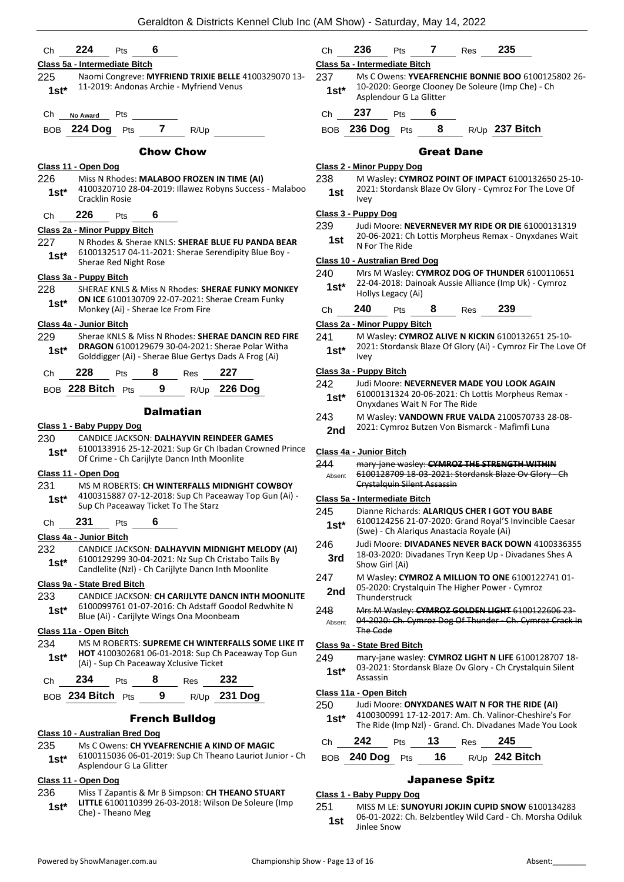Ch **224** Pts **6**

**Class 5a - Intermediate Bitch**

225 1st* Naomi Congreve: **MYFRIEND TRIXIE BELLE** 4100329070 13-11-2019: Andonas Archie - Myfriend Venus

Ch No Award Pts

BOB **224 Dog** Pts **7** R/Up

## Chow Chow

**Class 11 - Open Dog**

226 1st* Miss N Rhodes: **MALABOO FROZEN IN TIME (AI)** 4100320710 28-04-2019: Illawez Robyns Success - Malaboo Cracklin Rosie

Ch **226** Pts **6**

**Class 2a - Minor Puppy Bitch**

227 1st* N Rhodes & Sherae KNLS: **SHERAE BLUE FU PANDA BEAR** 6100132517 04-11-2021: Sherae Serendipity Blue Boy - Sherae Red Night Rose

**Class 3a - Puppy Bitch**

228 1st* SHERAE KNLS & Miss N Rhodes: **SHERAE FUNKY MONKEY ON ICE** 6100130709 22-07-2021: Sherae Cream Funky Monkey (Ai) - Sherae Ice From Fire

**Class 4a - Junior Bitch**

229 1st* Sherae KNLS & Miss N Rhodes: **SHERAE DANCIN RED FIRE DRAGON** 6100129679 30-04-2021: Sherae Polar Witha Golddigger (Ai) - Sherae Blue Gertys Dads A Frog (Ai)

Ch **228** Pts **8** Res **227**

BOB **228 Bitch** Pts **9** R/Up **226 Dog**

## Dalmatian

**Class 1 - Baby Puppy Dog**

230 1st* CANDICE JACKSON: **DALHAYVIN REINDEER GAMES** 6100133916 25-12-2021: Sup Gr Ch Ibadan Crowned Prince Of Crime - Ch Carijlyte Dancn Inth Moonlite

**Class 11 - Open Dog**

231 1st* MS M ROBERTS: **CH WINTERFALLS MIDNIGHT COWBOY** 4100315887 07-12-2018: Sup Ch Paceaway Top Gun (Ai) - Sup Ch Paceaway Ticket To The Starz

Ch **231** Pts **6**

**Class 4a - Junior Bitch**

232 1st* CANDICE JACKSON: **DALHAYVIN MIDNIGHT MELODY (AI)** 6100129299 30-04-2021: Nz Sup Ch Cristabo Tails By Candlelite (Nzl) - Ch Carijlyte Dancn Inth Moonlite

**Class 9a - State Bred Bitch**

233 1st* CANDICE JACKSON: **CH CARIJLYTE DANCN INTH MOONLITE** 6100099761 01-07-2016: Ch Adstaff Goodol Redwhite N Blue (Ai) - Carijlyte Wings Ona Moonbeam

**Class 11a - Open Bitch**

234 1st* MS M ROBERTS: **SUPREME CH WINTERFALLS SOME LIKE IT HOT** 4100302681 06-01-2018: Sup Ch Paceaway Top Gun (Ai) - Sup Ch Paceaway Xclusive Ticket

Ch **234** Pts **8** Res **232**

BOB **234 Bitch** Pts **9** R/Up **231 Dog**

## French Bulldog

**Class 10 - Australian Bred Dog**

235 1st* Ms C Owens: **CH YVEAFRENCHIE A KIND OF MAGIC** 6100115036 06-01-2019: Sup Ch Theano Lauriot Junior - Ch Asplendour G La Glitter

**Class 11 - Open Dog**

236 1st* Miss T Zapantis & Mr B Simpson: **CH THEANO STUART LITTLE** 6100110399 26-03-2018: Wilson De Soleure (Imp Che) - Theano Meg

Ch **236** Pts **7** Res **235**

**Class 5a - Intermediate Bitch**

237 1st* Ms C Owens: **YVEAFRENCHIE BONNIE BOO** 6100125802 26-10-2020: George Clooney De Soleure (Imp Che) - Ch Asplendour G La Glitter

Ch **237** Pts **6**

BOB **236 Dog** Pts **8** R/Up **237 Bitch**

## Great Dane

**Class 2 - Minor Puppy Dog**

238 1st M Wasley: **CYMROZ POINT OF IMPACT** 6100132650 25-10-2021: Stordansk Blaze Ov Glory - Cymroz For The Love Of Ivey

**Class 3 - Puppy Dog**

239 1st Judi Moore: **NEVERNEVER MY RIDE OR DIE** 61000131319 20-06-2021: Ch Lottis Morpheus Remax - Onyxdanes Wait N For The Ride

**Class 10 - Australian Bred Dog**

240 1st* Mrs M Wasley: **CYMROZ DOG OF THUNDER** 6100110651 22-04-2018: Dainoak Aussie Alliance (Imp Uk) - Cymroz Hollys Legacy (Ai)

Ch **240** Pts **8** Res **239**

**Class 2a - Minor Puppy Bitch**

241 1st* M Wasley: **CYMROZ ALIVE N KICKIN** 6100132651 25-10-2021: Stordansk Blaze Of Glory (Ai) - Cymroz Fir The Love Of Ivey

**Class 3a - Puppy Bitch**

242 1st* Judi Moore: **NEVERNEVER MADE YOU LOOK AGAIN** 61000131324 20-06-2021: Ch Lottis Morpheus Remax - Onyxdanes Wait N For The Ride

243 2nd M Wasley: **VANDOWN FRUE VALDA** 2100570733 28-08-2021: Cymroz Butzen Von Bismarck - Mafimfi Luna

**Class 4a - Junior Bitch**

244 Absent ~~mary-jane wasley: **CYMROZ THE STRENGTH WITHIN** 6100128709 18-03-2021: Stordansk Blaze Ov Glory - Ch Crystalquin Silent Assassin~~

**Class 5a - Intermediate Bitch**

245 1st* Dianne Richards: **ALARIQUS CHER I GOT YOU BABE** 6100124256 21-07-2020: Grand Royal'S Invincible Caesar (Swe) - Ch Alariqus Anastacia Royale (Ai)

246 3rd Judi Moore: **DIVADANES NEVER BACK DOWN** 4100336355 18-03-2020: Divadanes Tryn Keep Up - Divadanes Shes A Show Girl (Ai)

247 2nd M Wasley: **CYMROZ A MILLION TO ONE** 6100122741 01-05-2020: Crystalquin The Higher Power - Cymroz Thunderstruck

248 Absent ~~Mrs M Wasley: **CYMROZ GOLDEN LIGHT** 6100122606 23-04-2020: Ch. Cymroz Dog Of Thunder - Ch. Cymroz Crack In The Code~~

**Class 9a - State Bred Bitch**

249 1st* mary-jane wasley: **CYMROZ LIGHT N LIFE** 6100128707 18-03-2021: Stordansk Blaze Ov Glory - Ch Crystalquin Silent Assassin

**Class 11a - Open Bitch**

250 1st* Judi Moore: **ONYXDANES WAIT N FOR THE RIDE (AI)** 4100300991 17-12-2017: Am. Ch. Valinor-Cheshire's For The Ride (Imp Nzl) - Grand. Ch. Divadanes Made You Look

Ch **242** Pts **13** Res **245**

BOB **240 Dog** Pts **16** R/Up **242 Bitch**

## Japanese Spitz

**Class 1 - Baby Puppy Dog**

251 1st MISS M LE: **SUNOYURI JOKJIN CUPID SNOW** 6100134283 06-01-2022: Ch. Belzbentley Wild Card - Ch. Morsha Odiluk Jinlee Snow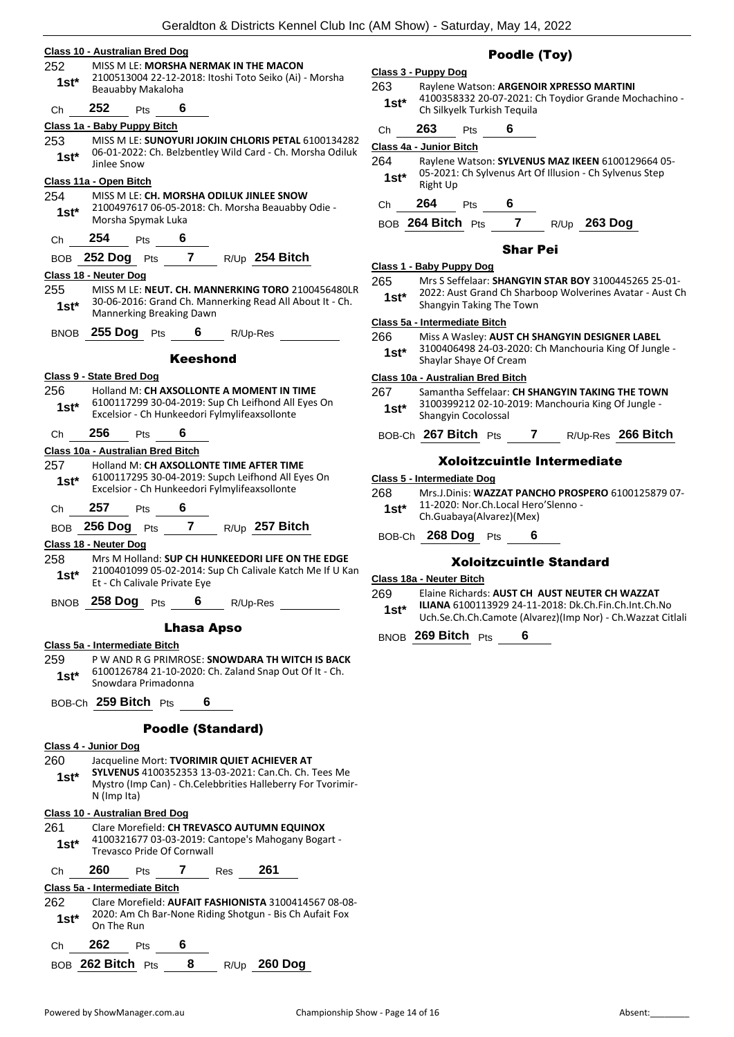**Class 10 - Australian Bred Dog**

252 MISS M LE: **MORSHA NERMAK IN THE MACON**
1st* 2100513004 22-12-2018: Itoshi Toto Seiko (Ai) - Morsha Beauabby Makaloha

Ch **252** Pts **6**

**Class 1a - Baby Puppy Bitch**

253 MISS M LE: **SUNOYURI JOKJIN CHLORIS PETAL** 6100134282
1st* 06-01-2022: Ch. Belzbentley Wild Card - Ch. Morsha Odiluk Jinlee Snow

**Class 11a - Open Bitch**

254 MISS M LE: **CH. MORSHA ODILUK JINLEE SNOW**
1st* 2100497617 06-05-2018: Ch. Morsha Beauabby Odie - Morsha Spymak Luka

Ch **254** Pts **6**

BOB **252 Dog** Pts **7** R/Up **254 Bitch**

**Class 18 - Neuter Dog**

255 MISS M LE: **NEUT. CH. MANNERKING TORO** 2100456480LR
1st* 30-06-2016: Grand Ch. Mannerking Read All About It - Ch. Mannerking Breaking Dawn

BNOB **255 Dog** Pts **6** R/Up-Res

## Keeshond

**Class 9 - State Bred Dog**

256 Holland M: **CH AXSOLLONTE A MOMENT IN TIME**
1st* 6100117299 30-04-2019: Sup Ch Leifhond All Eyes On Excelsior - Ch Hunkeedori Fylmylifeaxsollonte

Ch **256** Pts **6**

**Class 10a - Australian Bred Bitch**

257 Holland M: **CH AXSOLLONTE TIME AFTER TIME**
1st* 6100117295 30-04-2019: Supch Leifhond All Eyes On Excelsior - Ch Hunkeedori Fylmylifeaxsollonte

Ch **257** Pts **6**

BOB **256 Dog** Pts **7** R/Up **257 Bitch**

**Class 18 - Neuter Dog**

258 Mrs M Holland: **SUP CH HUNKEEDORI LIFE ON THE EDGE**
1st* 2100401099 05-02-2014: Sup Ch Calivale Katch Me If U Kan Et - Ch Calivale Private Eye

BNOB **258 Dog** Pts **6** R/Up-Res

## Lhasa Apso

**Class 5a - Intermediate Bitch**

259 P W AND R G PRIMROSE: **SNOWDARA TH WITCH IS BACK**
1st* 6100126784 21-10-2020: Ch. Zaland Snap Out Of It - Ch. Snowdara Primadonna

BOB-Ch **259 Bitch** Pts **6**

## Poodle (Standard)

**Class 4 - Junior Dog**

260 Jacqueline Mort: **TVORIMIR QUIET ACHIEVER AT SYLVENUS** 4100352353 13-03-2021: Can.Ch. Ch. Tees Me Mystro (Imp Can) - Ch.Celebbrities Halleberry For Tvorimir-N (Imp Ita)
1st*

**Class 10 - Australian Bred Dog**

261 Clare Morefield: **CH TREVASCO AUTUMN EQUINOX**
1st* 4100321677 03-03-2019: Cantope's Mahogany Bogart - Trevasco Pride Of Cornwall

Ch **260** Pts **7** Res **261**

**Class 5a - Intermediate Bitch**

262 Clare Morefield: **AUFAIT FASHIONISTA** 3100414567 08-08-
1st* 2020: Am Ch Bar-None Riding Shotgun - Bis Ch Aufait Fox On The Run

Ch **262** Pts **6**

BOB **262 Bitch** Pts **8** R/Up **260 Dog**

## Poodle (Toy)

**Class 3 - Puppy Dog**

263 Raylene Watson: **ARGENOIR XPRESSO MARTINI**
1st* 4100358332 20-07-2021: Ch Toydior Grande Mochachino - Ch Silkyelk Turkish Tequila

Ch **263** Pts **6**

**Class 4a - Junior Bitch**

264 Raylene Watson: **SYLVENUS MAZ IKEEN** 6100129664 05-
1st* 05-2021: Ch Sylvenus Art Of Illusion - Ch Sylvenus Step Right Up

Ch **264** Pts **6**

BOB **264 Bitch** Pts **7** R/Up **263 Dog**

## Shar Pei

**Class 1 - Baby Puppy Dog**

265 Mrs S Seffelaar: **SHANGYIN STAR BOY** 3100445265 25-01-
1st* 2022: Aust Grand Ch Sharboop Wolverines Avatar - Aust Ch Shangyin Taking The Town

**Class 5a - Intermediate Bitch**

266 Miss A Wasley: **AUST CH SHANGYIN DESIGNER LABEL**
1st* 3100406498 24-03-2020: Ch Manchouria King Of Jungle - Shaylar Shaye Of Cream

**Class 10a - Australian Bred Bitch**

267 Samantha Seffelaar: **CH SHANGYIN TAKING THE TOWN**
1st* 3100399212 02-10-2019: Manchouria King Of Jungle - Shangyin Cocolossal

BOB-Ch **267 Bitch** Pts **7** R/Up-Res **266 Bitch**

## Xoloitzcuintle Intermediate

**Class 5 - Intermediate Dog**

268 Mrs.J.Dinis: **WAZZAT PANCHO PROSPERO** 6100125879 07-
1st* 11-2020: Nor.Ch.Local Hero'Slenno - Ch.Guabaya(Alvarez)(Mex)

BOB-Ch **268 Dog** Pts **6**

## Xoloitzcuintle Standard

**Class 18a - Neuter Bitch**

269 Elaine Richards: **AUST CH AUST NEUTER CH WAZZAT**
1st* **ILIANA** 6100113929 24-11-2018: Dk.Ch.Fin.Ch.Int.Ch.No Uch.Se.Ch.Ch.Camote (Alvarez)(Imp Nor) - Ch.Wazzat Citlali

BNOB **269 Bitch** Pts **6**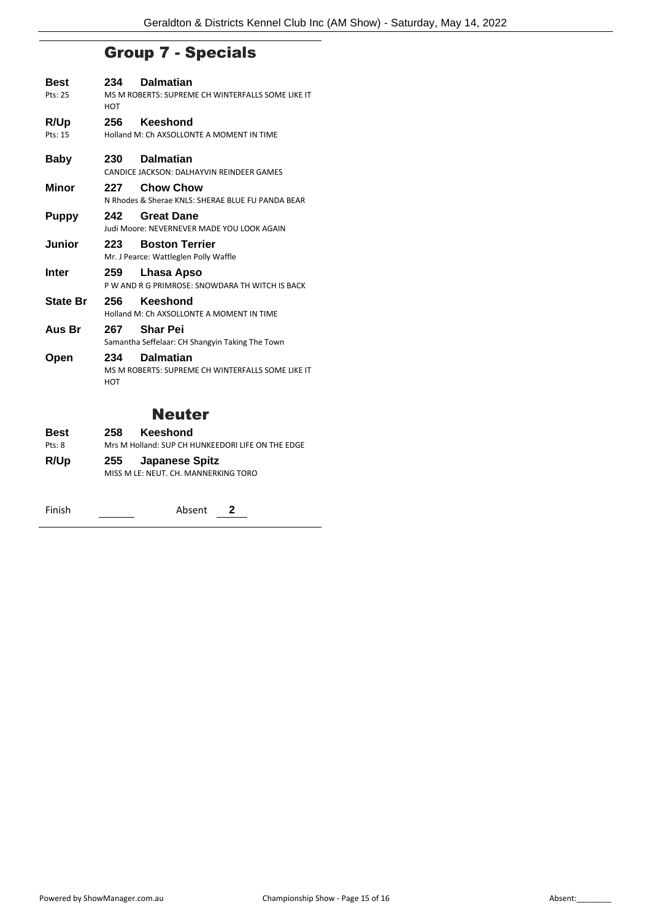## Group 7 - Specials

**Best** — Pts: 25
**234 Dalmatian**
MS M ROBERTS: SUPREME CH WINTERFALLS SOME LIKE IT HOT

**R/Up** — Pts: 15
**256 Keeshond**
Holland M: Ch AXSOLLONTE A MOMENT IN TIME

**Baby**
**230 Dalmatian**
CANDICE JACKSON: DALHAYVIN REINDEER GAMES

**Minor**
**227 Chow Chow**
N Rhodes & Sherae KNLS: SHERAE BLUE FU PANDA BEAR

**Puppy**
**242 Great Dane**
Judi Moore: NEVERNEVER MADE YOU LOOK AGAIN

**Junior**
**223 Boston Terrier**
Mr. J Pearce: Wattleglen Polly Waffle

**Inter**
**259 Lhasa Apso**
P W AND R G PRIMROSE: SNOWDARA TH WITCH IS BACK

**State Br**
**256 Keeshond**
Holland M: Ch AXSOLLONTE A MOMENT IN TIME

**Aus Br**
**267 Shar Pei**
Samantha Seffelaar: CH Shangyin Taking The Town

**Open**
**234 Dalmatian**
MS M ROBERTS: SUPREME CH WINTERFALLS SOME LIKE IT HOT

## Neuter

**Best** — Pts: 8
**258 Keeshond**
Mrs M Holland: SUP CH HUNKEEDORI LIFE ON THE EDGE

**R/Up**
**255 Japanese Spitz**
MISS M LE: NEUT. CH. MANNERKING TORO

Finish \_\_\_\_\_\_ Absent **2**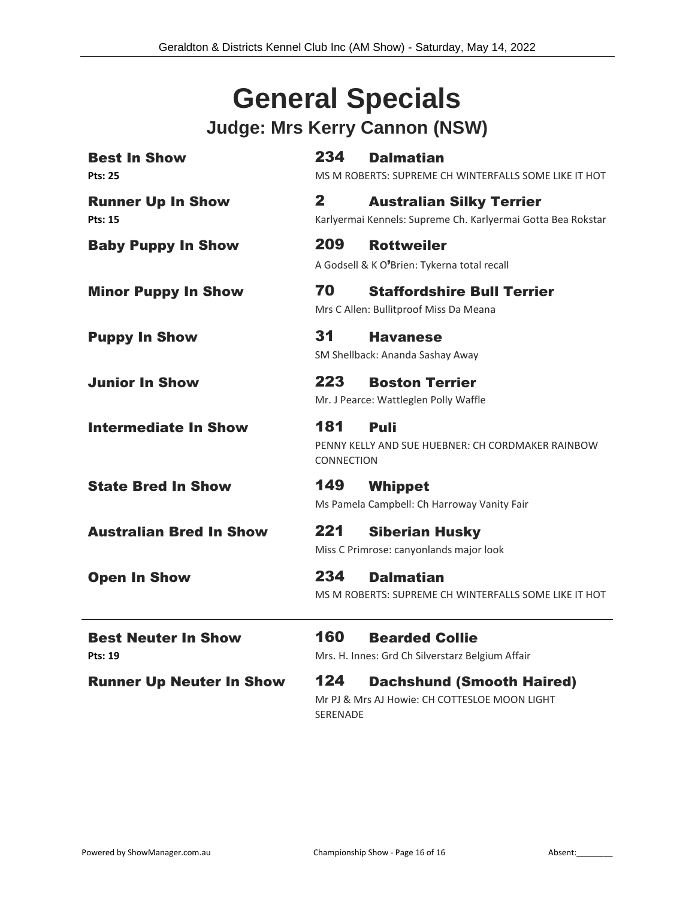# General Specials

## Judge: Mrs Kerry Cannon (NSW)

**Best In Show**
Pts: 25

**234 Dalmatian**
MS M ROBERTS: SUPREME CH WINTERFALLS SOME LIKE IT HOT

**Runner Up In Show**
Pts: 15

**2 Australian Silky Terrier**
Karlyermai Kennels: Supreme Ch. Karlyermai Gotta Bea Rokstar

**Baby Puppy In Show**

**209 Rottweiler**
A Godsell & K O'Brien: Tykerna total recall

**Minor Puppy In Show**

**70 Staffordshire Bull Terrier**
Mrs C Allen: Bullitproof Miss Da Meana

**Puppy In Show**

**31 Havanese**
SM Shellback: Ananda Sashay Away

**Junior In Show**

**223 Boston Terrier**
Mr. J Pearce: Wattleglen Polly Waffle

**Intermediate In Show**

**181 Puli**
PENNY KELLY AND SUE HUEBNER: CH CORDMAKER RAINBOW CONNECTION

**State Bred In Show**

**149 Whippet**
Ms Pamela Campbell: Ch Harroway Vanity Fair

**Australian Bred In Show**

**221 Siberian Husky**
Miss C Primrose: canyonlands major look

**Open In Show**

**234 Dalmatian**
MS M ROBERTS: SUPREME CH WINTERFALLS SOME LIKE IT HOT

---

**Best Neuter In Show**
Pts: 19

**160 Bearded Collie**
Mrs. H. Innes: Grd Ch Silverstarz Belgium Affair

**Runner Up Neuter In Show**

**124 Dachshund (Smooth Haired)**
Mr PJ & Mrs AJ Howie: CH COTTESLOE MOON LIGHT SERENADE